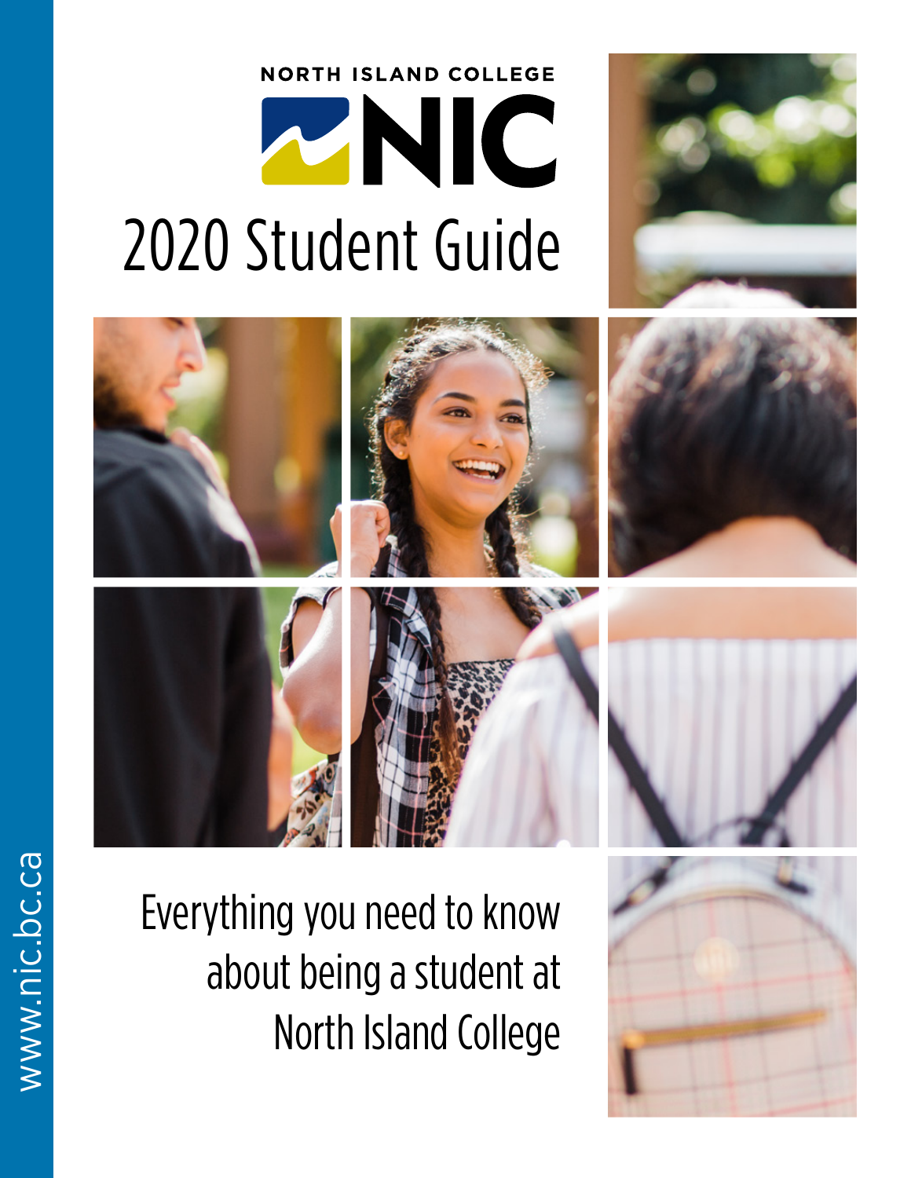NORTH ISLAND COLLEGE

NIC

# 2020 Student Guide

Everything you need to know about being a student at North Island College

www.nic.bc.ca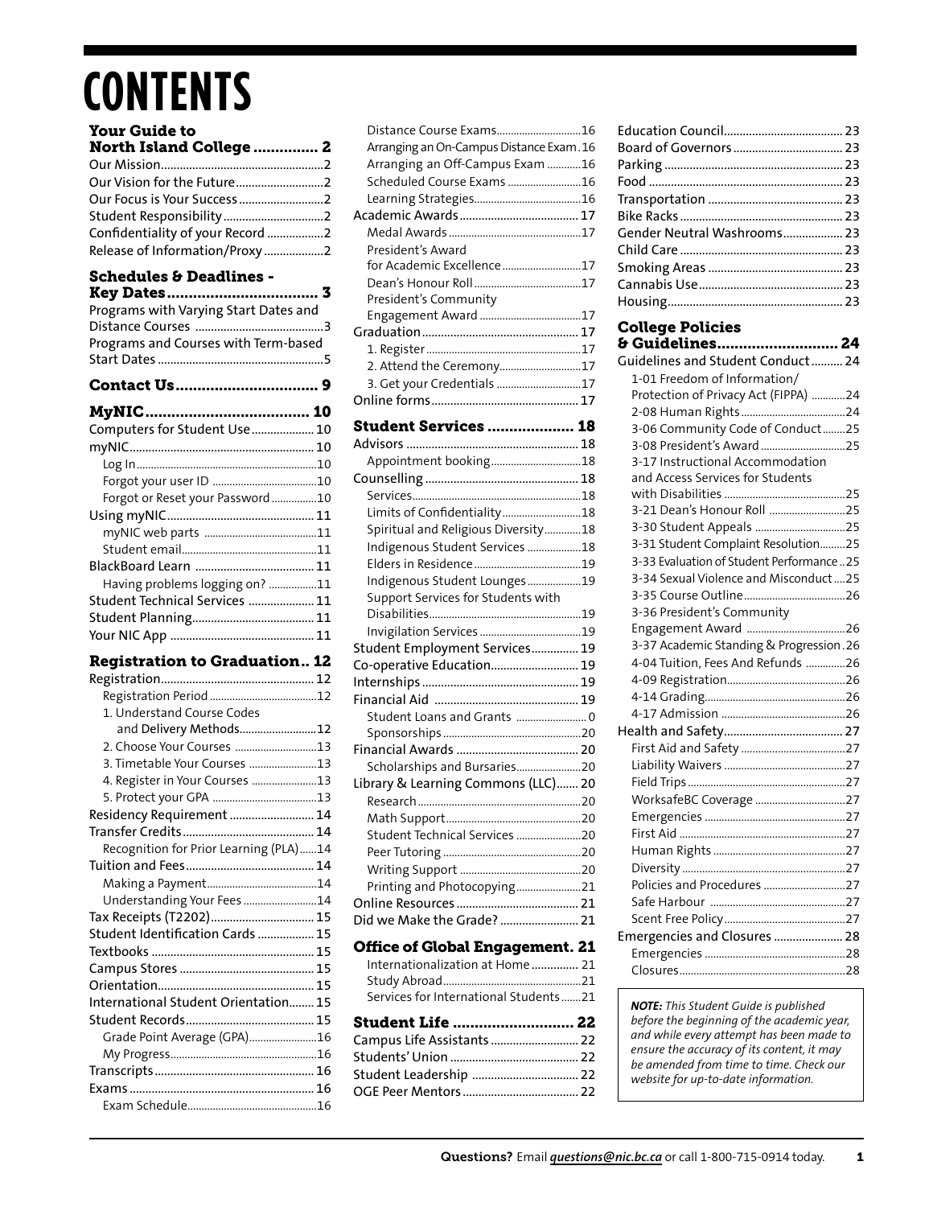# CONTENTS

**Your Guide to North Island College** .............. 2

- Our Mission.................................................2
- Our Vision for the Future...........................2
- Our Focus is Your Success..........................2
- Student Responsibility...............................2
- Confidentiality of your Record .................2
- Release of Information/Proxy ...................2

**Schedules & Deadlines - Key Dates**.................................... 3

- Programs with Varying Start Dates and Distance Courses ........................................3
- Programs and Courses with Term-based Start Dates ...................................................5

**Contact Us**................................. 9

**MyNIC**...................................... 10

- Computers for Student Use.................... 10
- myNIC......................................................... 10
  - Log In...............................................................10
  - Forgot your user ID .....................................10
  - Forgot or Reset your Password ................10
- Using myNIC.............................................. 11
  - myNIC web parts .........................................11
  - Student email.................................................11
- BlackBoard Learn ..................................... 11
  - Having problems logging on? .................11
- Student Technical Services ..................... 11
- Student Planning...................................... 11
- Your NIC App ............................................. 11

**Registration to Graduation**.. 12

- Registration............................................... 12
  - Registration Period .......................................12
  - 1. Understand Course Codes and Delivery Methods..........................12
  - 2. Choose Your Courses .............................13
  - 3. Timetable Your Courses ........................13
  - 4. Register in Your Courses .......................13
  - 5. Protect your GPA .....................................13
- Residency Requirement ........................... 14
- Transfer Credits......................................... 14
  - Recognition for Prior Learning (PLA)......14
- Tuition and Fees......................................... 14
  - Making a Payment........................................14
  - Understanding Your Fees ..........................14
- Tax Receipts (T2202)................................ 15
- Student Identification Cards .................. 15
- Textbooks .................................................. 15
- Campus Stores .......................................... 15
- Orientation................................................. 15
- International Student Orientation........ 15
- Student Records......................................... 15
  - Grade Point Average (GPA)........................16
  - My Progress....................................................16
- Transcripts.................................................. 16
- Exams .......................................................... 16
  - Exam Schedule..............................................16
  - Distance Course Exams..............................16
  - Arranging an On-Campus Distance Exam.16
  - Arranging an Off-Campus Exam ............16
  - Scheduled Course Exams ..........................16
  - Learning Strategies......................................16
- Academic Awards..................................... 17
  - Medal Awards ...............................................17
  - President's Award for Academic Excellence............................17
  - Dean's Honour Roll ......................................17
  - President's Community Engagement Award ....................................17
- Graduation................................................. 17
  - 1. Register .......................................................17
  - 2. Attend the Ceremony.............................17
  - 3. Get your Credentials ..............................17
- Online forms.............................................. 17

**Student Services** ................... 18

- Advisors ...................................................... 18
  - Appointment booking................................18
- Counselling ................................................ 18
  - Services............................................................18
  - Limits of Confidentiality............................18
  - Spiritual and Religious Diversity.............18
  - Indigenous Student Services ...................18
  - Elders in Residence......................................19
  - Indigenous Student Lounges...................19
  - Support Services for Students with Disabilities......................................................19
  - Invigilation Services ....................................19
- Student Employment Services............... 19
- Co-operative Education............................ 19
- Internships ................................................. 19
- Financial Aid ............................................. 19
  - Student Loans and Grants ......................... 0
  - Sponsorships.................................................20
- Financial Awards ...................................... 20
  - Scholarships and Bursaries.......................20
- Library & Learning Commons (LLC)....... 20
  - Research..........................................................20
  - Math Support.................................................20
  - Student Technical Services .......................20
  - Peer Tutoring .................................................20
  - Writing Support ...........................................20
  - Printing and Photocopying.......................21
- Online Resources...................................... 21
- Did we Make the Grade? ......................... 21

**Office of Global Engagement.** 21

- Internationalization at Home ............... 21
- Study Abroad.................................................21
- Services for International Students.......21

**Student Life** ........................... 22

- Campus Life Assistants ............................ 22
- Students' Union ......................................... 22
- Student Leadership ................................. 22
- OGE Peer Mentors .................................... 22
- Education Council...................................... 23
- Board of Governors ................................... 23
- Parking ........................................................ 23
- Food ............................................................. 23
- Transportation ........................................... 23
- Bike Racks ................................................... 23
- Gender Neutral Washrooms................... 23
- Child Care .................................................... 23
- Smoking Areas ........................................... 23
- Cannabis Use.............................................. 23
- Housing....................................................... 23

**College Policies & Guidelines**........................... 24

- Guidelines and Student Conduct.......... 24
  - 1-01 Freedom of Information/ Protection of Privacy Act (FIPPA) ............24
  - 2-08 Human Rights.....................................24
  - 3-06 Community Code of Conduct........25
  - 3-08 President's Award ..............................25
  - 3-17 Instructional Accommodation and Access Services for Students with Disabilities ...........................................25
  - 3-21 Dean's Honour Roll ...........................25
  - 3-30 Student Appeals ................................25
  - 3-31 Student Complaint Resolution.........25
  - 3-33 Evaluation of Student Performance ..25
  - 3-34 Sexual Violence and Misconduct....25
  - 3-35 Course Outline....................................26
  - 3-36 President's Community Engagement Award ...................................26
  - 3-37 Academic Standing & Progression.26
  - 4-04 Tuition, Fees And Refunds ..............26
  - 4-09 Registration..........................................26
  - 4-14 Grading..................................................26
  - 4-17 Admission ............................................26
- Health and Safety...................................... 27
  - First Aid and Safety .....................................27
  - Liability Waivers ...........................................27
  - Field Trips........................................................27
  - WorksafeBC Coverage ................................27
  - Emergencies ..................................................27
  - First Aid ...........................................................27
  - Human Rights ...............................................27
  - Diversity ..........................................................27
  - Policies and Procedures .............................27
  - Safe Harbour ................................................27
  - Scent Free Policy...........................................27
- Emergencies and Closures ...................... 28
  - Emergencies ..................................................28
  - Closures...........................................................28

***NOTE:** This Student Guide is published before the beginning of the academic year, and while every attempt has been made to ensure the accuracy of its content, it may be amended from time to time. Check our website for up-to-date information.*

**Questions?** Email *questions@nic.bc.ca* or call 1-800-715-0914 today.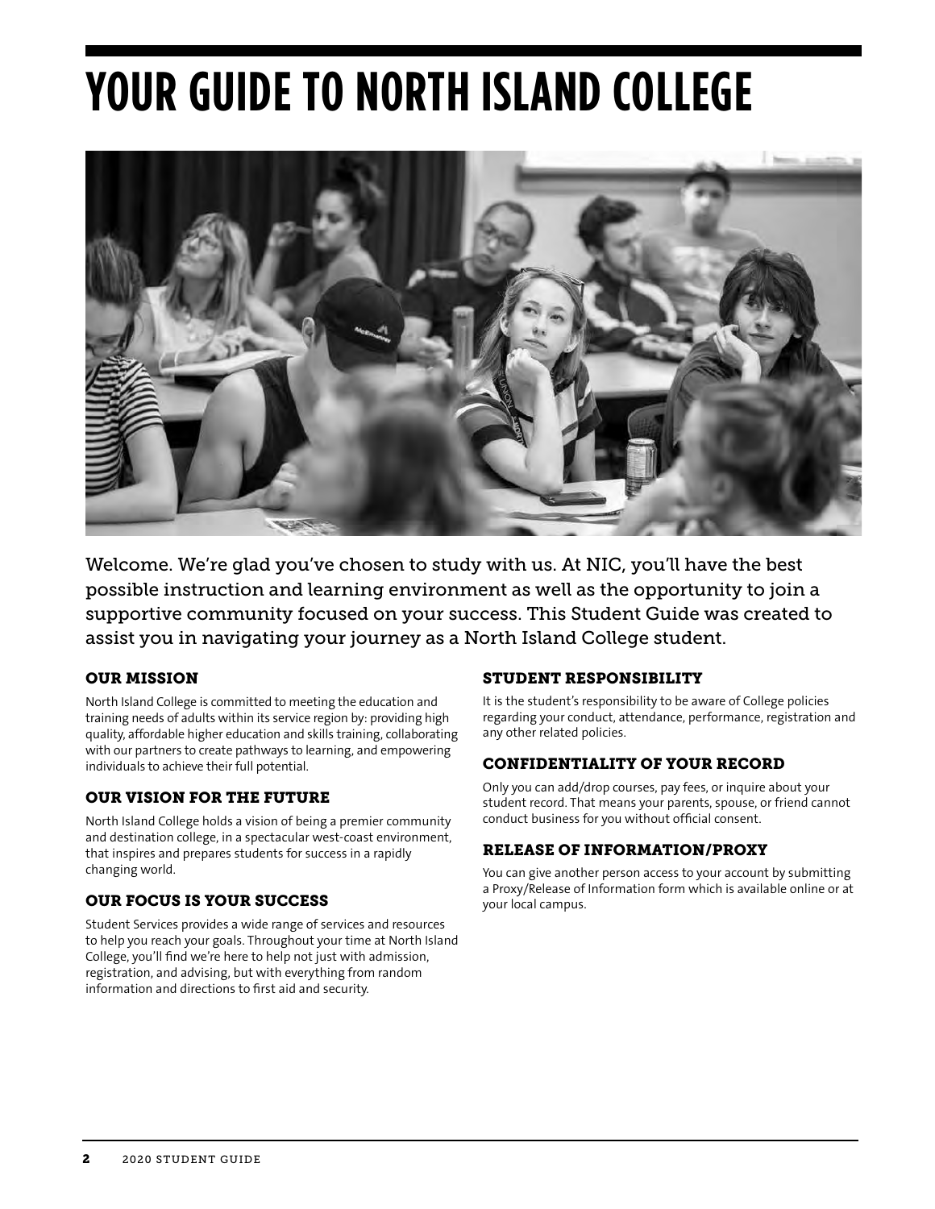# YOUR GUIDE TO NORTH ISLAND COLLEGE

Welcome. We're glad you've chosen to study with us. At NIC, you'll have the best possible instruction and learning environment as well as the opportunity to join a supportive community focused on your success. This Student Guide was created to assist you in navigating your journey as a North Island College student.

## OUR MISSION

North Island College is committed to meeting the education and training needs of adults within its service region by: providing high quality, affordable higher education and skills training, collaborating with our partners to create pathways to learning, and empowering individuals to achieve their full potential.

## OUR VISION FOR THE FUTURE

North Island College holds a vision of being a premier community and destination college, in a spectacular west-coast environment, that inspires and prepares students for success in a rapidly changing world.

## OUR FOCUS IS YOUR SUCCESS

Student Services provides a wide range of services and resources to help you reach your goals. Throughout your time at North Island College, you'll find we're here to help not just with admission, registration, and advising, but with everything from random information and directions to first aid and security.

## STUDENT RESPONSIBILITY

It is the student's responsibility to be aware of College policies regarding your conduct, attendance, performance, registration and any other related policies.

## CONFIDENTIALITY OF YOUR RECORD

Only you can add/drop courses, pay fees, or inquire about your student record. That means your parents, spouse, or friend cannot conduct business for you without official consent.

## RELEASE OF INFORMATION/PROXY

You can give another person access to your account by submitting a Proxy/Release of Information form which is available online or at your local campus.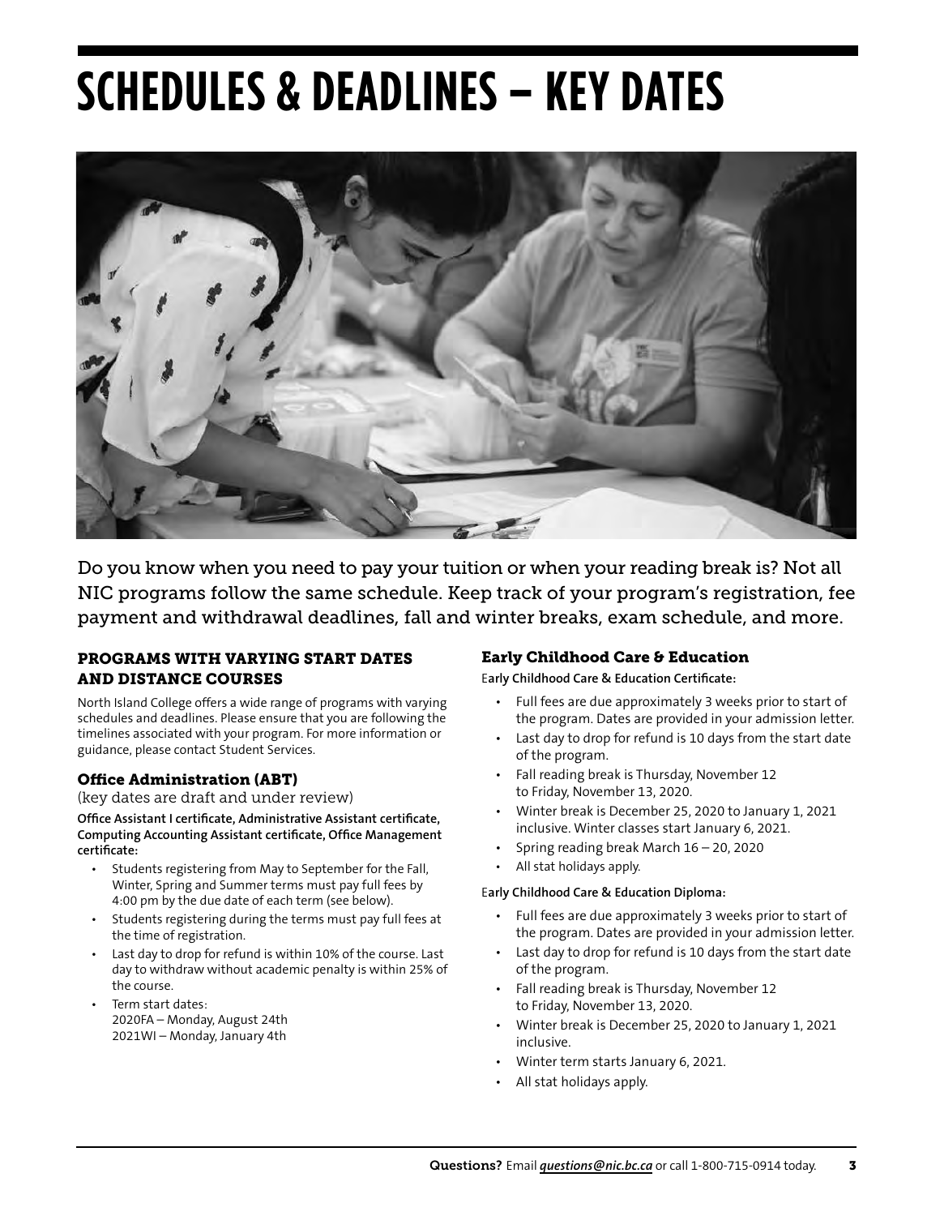# SCHEDULES & DEADLINES – KEY DATES

Do you know when you need to pay your tuition or when your reading break is? Not all NIC programs follow the same schedule. Keep track of your program's registration, fee payment and withdrawal deadlines, fall and winter breaks, exam schedule, and more.

## PROGRAMS WITH VARYING START DATES AND DISTANCE COURSES

North Island College offers a wide range of programs with varying schedules and deadlines. Please ensure that you are following the timelines associated with your program. For more information or guidance, please contact Student Services.

### Office Administration (ABT)

(key dates are draft and under review)

**Office Assistant I certificate, Administrative Assistant certificate, Computing Accounting Assistant certificate, Office Management certificate:**

- Students registering from May to September for the Fall, Winter, Spring and Summer terms must pay full fees by 4:00 pm by the due date of each term (see below).
- Students registering during the terms must pay full fees at the time of registration.
- Last day to drop for refund is within 10% of the course. Last day to withdraw without academic penalty is within 25% of the course.
- Term start dates:
  2020FA – Monday, August 24th
  2021WI – Monday, January 4th

### Early Childhood Care & Education

**Early Childhood Care & Education Certificate:**

- Full fees are due approximately 3 weeks prior to start of the program. Dates are provided in your admission letter.
- Last day to drop for refund is 10 days from the start date of the program.
- Fall reading break is Thursday, November 12 to Friday, November 13, 2020.
- Winter break is December 25, 2020 to January 1, 2021 inclusive. Winter classes start January 6, 2021.
- Spring reading break March 16 – 20, 2020
- All stat holidays apply.

**Early Childhood Care & Education Diploma:**

- Full fees are due approximately 3 weeks prior to start of the program. Dates are provided in your admission letter.
- Last day to drop for refund is 10 days from the start date of the program.
- Fall reading break is Thursday, November 12 to Friday, November 13, 2020.
- Winter break is December 25, 2020 to January 1, 2021 inclusive.
- Winter term starts January 6, 2021.
- All stat holidays apply.

**Questions?** Email *questions@nic.bc.ca* or call 1-800-715-0914 today.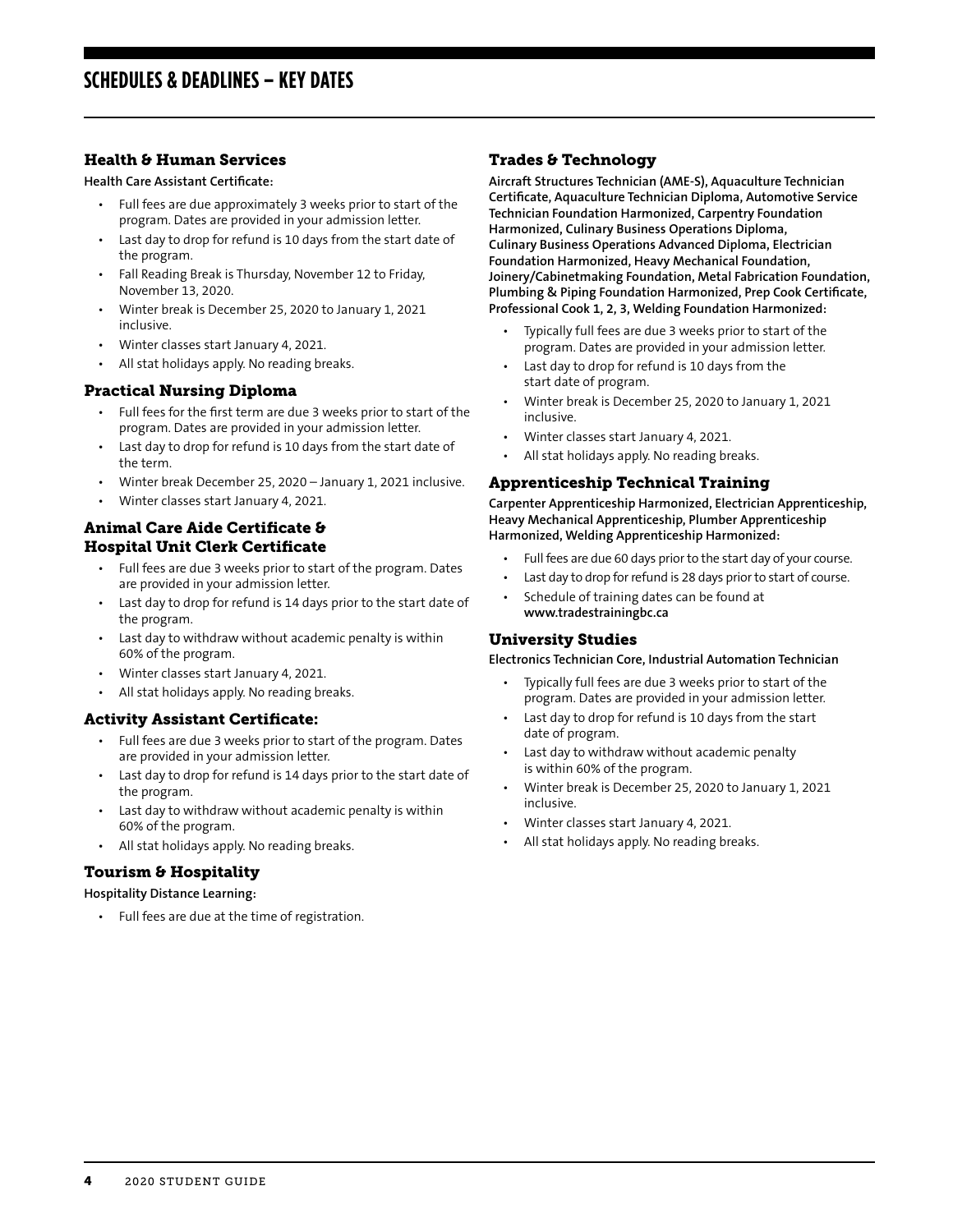# SCHEDULES & DEADLINES – KEY DATES

## Health & Human Services

**Health Care Assistant Certificate:**

- Full fees are due approximately 3 weeks prior to start of the program. Dates are provided in your admission letter.
- Last day to drop for refund is 10 days from the start date of the program.
- Fall Reading Break is Thursday, November 12 to Friday, November 13, 2020.
- Winter break is December 25, 2020 to January 1, 2021 inclusive.
- Winter classes start January 4, 2021.
- All stat holidays apply. No reading breaks.

## Practical Nursing Diploma

- Full fees for the first term are due 3 weeks prior to start of the program. Dates are provided in your admission letter.
- Last day to drop for refund is 10 days from the start date of the term.
- Winter break December 25, 2020 – January 1, 2021 inclusive.
- Winter classes start January 4, 2021.

## Animal Care Aide Certificate & Hospital Unit Clerk Certificate

- Full fees are due 3 weeks prior to start of the program. Dates are provided in your admission letter.
- Last day to drop for refund is 14 days prior to the start date of the program.
- Last day to withdraw without academic penalty is within 60% of the program.
- Winter classes start January 4, 2021.
- All stat holidays apply. No reading breaks.

## Activity Assistant Certificate:

- Full fees are due 3 weeks prior to start of the program. Dates are provided in your admission letter.
- Last day to drop for refund is 14 days prior to the start date of the program.
- Last day to withdraw without academic penalty is within 60% of the program.
- All stat holidays apply. No reading breaks.

## Tourism & Hospitality

**Hospitality Distance Learning:**

- Full fees are due at the time of registration.

## Trades & Technology

**Aircraft Structures Technician (AME-S), Aquaculture Technician Certificate, Aquaculture Technician Diploma, Automotive Service Technician Foundation Harmonized, Carpentry Foundation Harmonized, Culinary Business Operations Diploma, Culinary Business Operations Advanced Diploma, Electrician Foundation Harmonized, Heavy Mechanical Foundation, Joinery/Cabinetmaking Foundation, Metal Fabrication Foundation, Plumbing & Piping Foundation Harmonized, Prep Cook Certificate, Professional Cook 1, 2, 3, Welding Foundation Harmonized:**

- Typically full fees are due 3 weeks prior to start of the program. Dates are provided in your admission letter.
- Last day to drop for refund is 10 days from the start date of program.
- Winter break is December 25, 2020 to January 1, 2021 inclusive.
- Winter classes start January 4, 2021.
- All stat holidays apply. No reading breaks.

## Apprenticeship Technical Training

**Carpenter Apprenticeship Harmonized, Electrician Apprenticeship, Heavy Mechanical Apprenticeship, Plumber Apprenticeship Harmonized, Welding Apprenticeship Harmonized:**

- Full fees are due 60 days prior to the start day of your course.
- Last day to drop for refund is 28 days prior to start of course.
- Schedule of training dates can be found at **www.tradestrainingbc.ca**

## University Studies

**Electronics Technician Core, Industrial Automation Technician**

- Typically full fees are due 3 weeks prior to start of the program. Dates are provided in your admission letter.
- Last day to drop for refund is 10 days from the start date of program.
- Last day to withdraw without academic penalty is within 60% of the program.
- Winter break is December 25, 2020 to January 1, 2021 inclusive.
- Winter classes start January 4, 2021.
- All stat holidays apply. No reading breaks.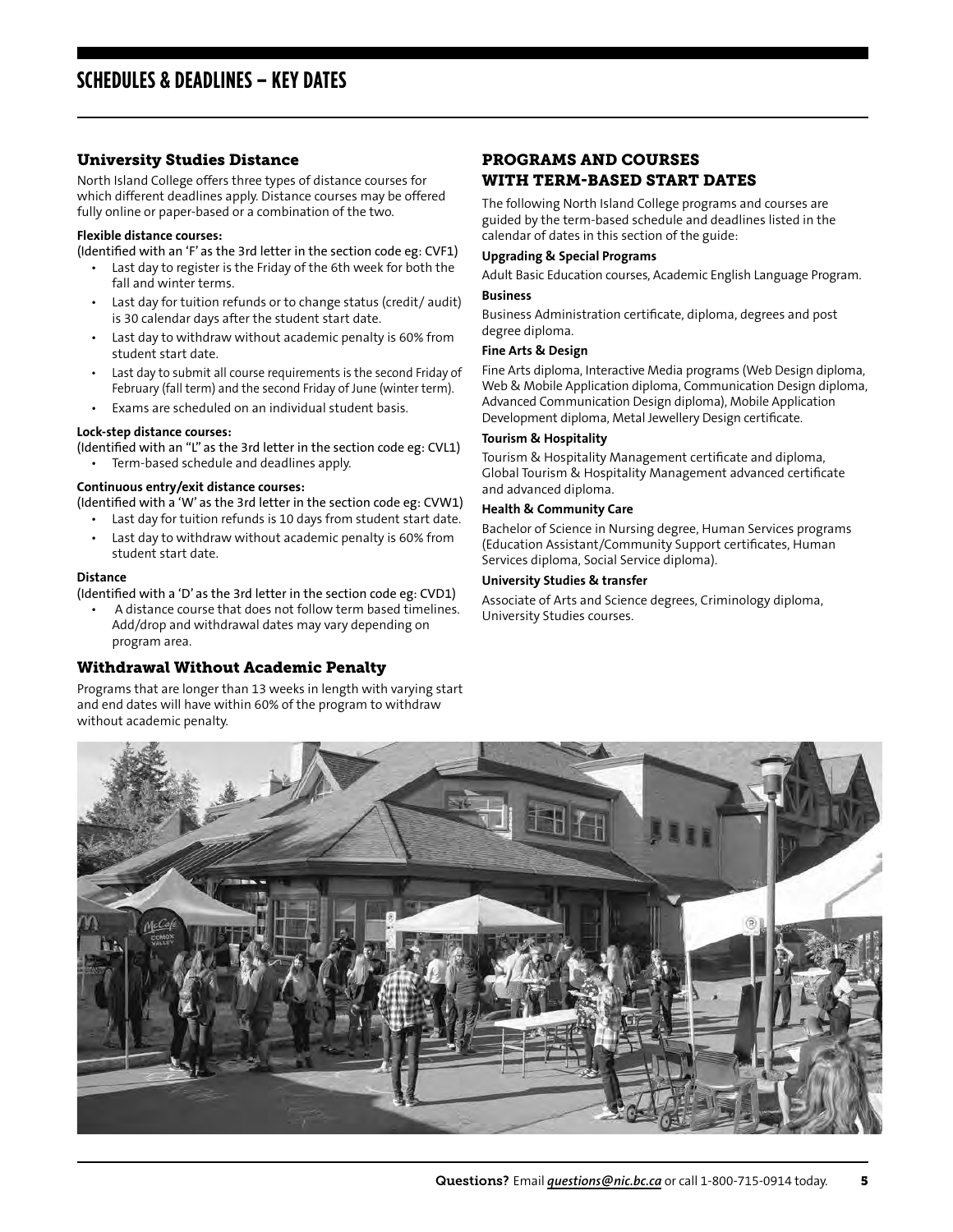# SCHEDULES & DEADLINES – KEY DATES

## University Studies Distance

North Island College offers three types of distance courses for which different deadlines apply. Distance courses may be offered fully online or paper-based or a combination of the two.

**Flexible distance courses:**

(Identified with an 'F' as the 3rd letter in the section code eg: CVF1)

- Last day to register is the Friday of the 6th week for both the fall and winter terms.
- Last day for tuition refunds or to change status (credit/ audit) is 30 calendar days after the student start date.
- Last day to withdraw without academic penalty is 60% from student start date.
- Last day to submit all course requirements is the second Friday of February (fall term) and the second Friday of June (winter term).
- Exams are scheduled on an individual student basis.

**Lock-step distance courses:**

(Identified with an "L" as the 3rd letter in the section code eg: CVL1)

- Term-based schedule and deadlines apply.

**Continuous entry/exit distance courses:**

(Identified with a 'W' as the 3rd letter in the section code eg: CVW1)

- Last day for tuition refunds is 10 days from student start date.
- Last day to withdraw without academic penalty is 60% from student start date.

**Distance**

(Identified with a 'D' as the 3rd letter in the section code eg: CVD1)

- A distance course that does not follow term based timelines. Add/drop and withdrawal dates may vary depending on program area.

## Withdrawal Without Academic Penalty

Programs that are longer than 13 weeks in length with varying start and end dates will have within 60% of the program to withdraw without academic penalty.

## PROGRAMS AND COURSES WITH TERM-BASED START DATES

The following North Island College programs and courses are guided by the term-based schedule and deadlines listed in the calendar of dates in this section of the guide:

**Upgrading & Special Programs**

Adult Basic Education courses, Academic English Language Program.

**Business**

Business Administration certificate, diploma, degrees and post degree diploma.

**Fine Arts & Design**

Fine Arts diploma, Interactive Media programs (Web Design diploma, Web & Mobile Application diploma, Communication Design diploma, Advanced Communication Design diploma), Mobile Application Development diploma, Metal Jewellery Design certificate.

**Tourism & Hospitality**

Tourism & Hospitality Management certificate and diploma, Global Tourism & Hospitality Management advanced certificate and advanced diploma.

**Health & Community Care**

Bachelor of Science in Nursing degree, Human Services programs (Education Assistant/Community Support certificates, Human Services diploma, Social Service diploma).

**University Studies & transfer**

Associate of Arts and Science degrees, Criminology diploma, University Studies courses.

**Questions?** Email *questions@nic.bc.ca* or call 1-800-715-0914 today.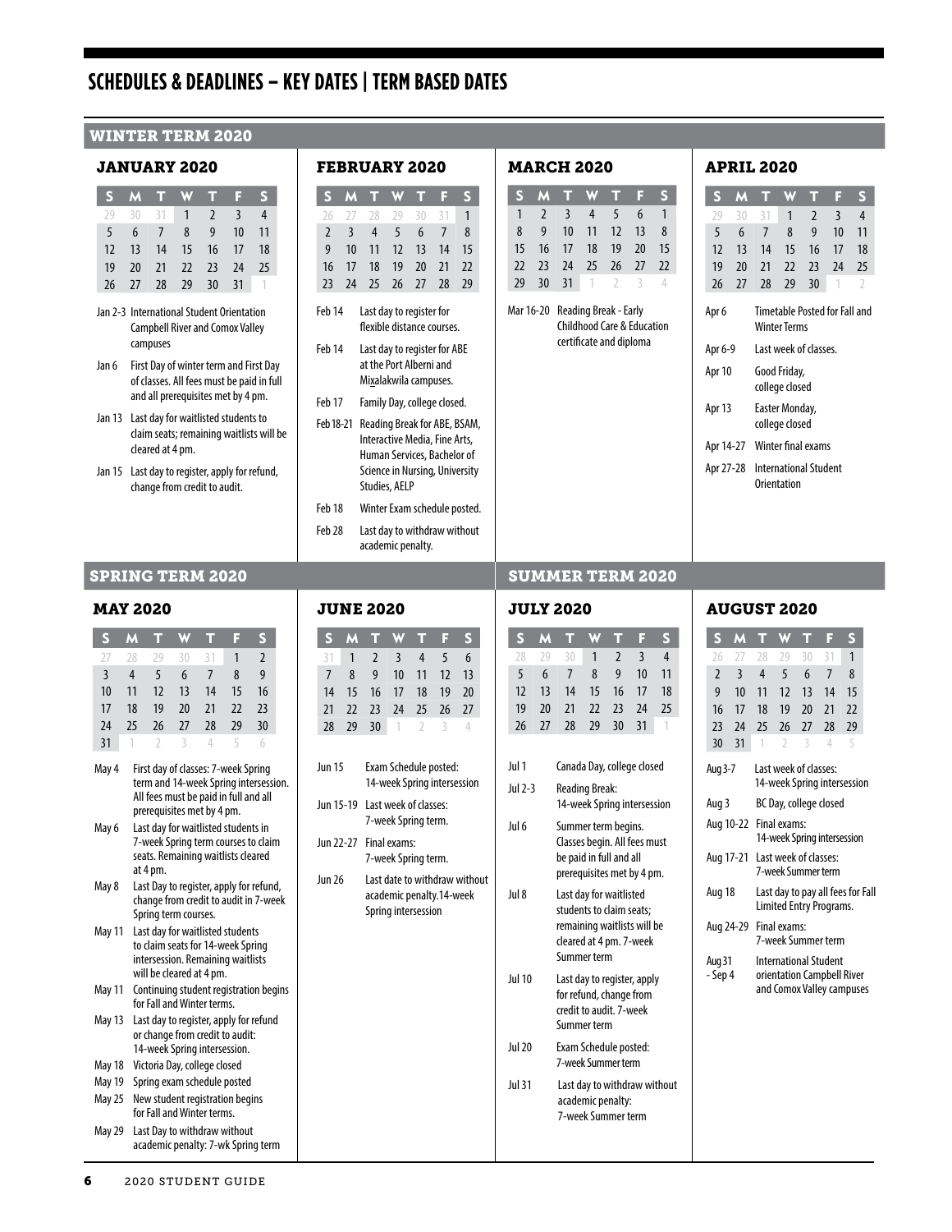# SCHEDULES & DEADLINES – KEY DATES | TERM BASED DATES

## WINTER TERM 2020

### JANUARY 2020

| S | M | T | W | T | F | S |
|---|---|---|---|---|---|---|
| 29 | 30 | 31 | 1 | 2 | 3 | 4 |
| 5 | 6 | 7 | 8 | 9 | 10 | 11 |
| 12 | 13 | 14 | 15 | 16 | 17 | 18 |
| 19 | 20 | 21 | 22 | 23 | 24 | 25 |
| 26 | 27 | 28 | 29 | 30 | 31 | 1 |

- **Jan 2-3** International Student Orientation Campbell River and Comox Valley campuses
- **Jan 6** First Day of winter term and First Day of classes. All fees must be paid in full and all prerequisites met by 4 pm.
- **Jan 13** Last day for waitlisted students to claim seats; remaining waitlists will be cleared at 4 pm.
- **Jan 15** Last day to register, apply for refund, change from credit to audit.

### FEBRUARY 2020

| S | M | T | W | T | F | S |
|---|---|---|---|---|---|---|
| 26 | 27 | 28 | 29 | 30 | 31 | 1 |
| 2 | 3 | 4 | 5 | 6 | 7 | 8 |
| 9 | 10 | 11 | 12 | 13 | 14 | 15 |
| 16 | 17 | 18 | 19 | 20 | 21 | 22 |
| 23 | 24 | 25 | 26 | 27 | 28 | 29 |

- **Feb 14** Last day to register for flexible distance courses.
- **Feb 14** Last day to register for ABE at the Port Alberni and Mi<u>x</u>alakwila campuses.
- **Feb 17** Family Day, college closed.
- **Feb 18-21** Reading Break for ABE, BSAM, Interactive Media, Fine Arts, Human Services, Bachelor of Science in Nursing, University Studies, AELP
- **Feb 18** Winter Exam schedule posted.
- **Feb 28** Last day to withdraw without academic penalty.

### MARCH 2020

| S | M | T | W | T | F | S |
|---|---|---|---|---|---|---|
| 1 | 2 | 3 | 4 | 5 | 6 | 1 |
| 8 | 9 | 10 | 11 | 12 | 13 | 8 |
| 15 | 16 | 17 | 18 | 19 | 20 | 15 |
| 22 | 23 | 24 | 25 | 26 | 27 | 22 |
| 29 | 30 | 31 | 1 | 2 | 3 | 4 |

- **Mar 16-20** Reading Break - Early Childhood Care & Education certificate and diploma

### APRIL 2020

| S | M | T | W | T | F | S |
|---|---|---|---|---|---|---|
| 29 | 30 | 31 | 1 | 2 | 3 | 4 |
| 5 | 6 | 7 | 8 | 9 | 10 | 11 |
| 12 | 13 | 14 | 15 | 16 | 17 | 18 |
| 19 | 20 | 21 | 22 | 23 | 24 | 25 |
| 26 | 27 | 28 | 29 | 30 | 1 | 2 |

- **Apr 6** Timetable Posted for Fall and Winter Terms
- **Apr 6-9** Last week of classes.
- **Apr 10** Good Friday, college closed
- **Apr 13** Easter Monday, college closed
- **Apr 14-27** Winter final exams
- **Apr 27-28** International Student Orientation

## SPRING TERM 2020

### MAY 2020

| S | M | T | W | T | F | S |
|---|---|---|---|---|---|---|
| 27 | 28 | 29 | 30 | 31 | 1 | 2 |
| 3 | 4 | 5 | 6 | 7 | 8 | 9 |
| 10 | 11 | 12 | 13 | 14 | 15 | 16 |
| 17 | 18 | 19 | 20 | 21 | 22 | 23 |
| 24 | 25 | 26 | 27 | 28 | 29 | 30 |
| 31 | 1 | 2 | 3 | 4 | 5 | 6 |

- **May 4** First day of classes: 7-week Spring term and 14-week Spring intersession. All fees must be paid in full and all prerequisites met by 4 pm.
- **May 6** Last day for waitlisted students in 7-week Spring term courses to claim seats. Remaining waitlists cleared at 4 pm.
- **May 8** Last Day to register, apply for refund, change from credit to audit in 7-week Spring term courses.
- **May 11** Last day for waitlisted students to claim seats for 14-week Spring intersession. Remaining waitlists will be cleared at 4 pm.
- **May 11** Continuing student registration begins for Fall and Winter terms.
- **May 13** Last day to register, apply for refund or change from credit to audit: 14-week Spring intersession.
- **May 18** Victoria Day, college closed
- **May 19** Spring exam schedule posted
- **May 25** New student registration begins for Fall and Winter terms.
- **May 29** Last Day to withdraw without academic penalty: 7-wk Spring term

### JUNE 2020

| S | M | T | W | T | F | S |
|---|---|---|---|---|---|---|
| 31 | 1 | 2 | 3 | 4 | 5 | 6 |
| 7 | 8 | 9 | 10 | 11 | 12 | 13 |
| 14 | 15 | 16 | 17 | 18 | 19 | 20 |
| 21 | 22 | 23 | 24 | 25 | 26 | 27 |
| 28 | 29 | 30 | 1 | 2 | 3 | 4 |

- **Jun 15** Exam Schedule posted: 14-week Spring intersession
- **Jun 15-19** Last week of classes: 7-week Spring term.
- **Jun 22-27** Final exams: 7-week Spring term.
- **Jun 26** Last date to withdraw without academic penalty.14-week Spring intersession

## SUMMER TERM 2020

### JULY 2020

| S | M | T | W | T | F | S |
|---|---|---|---|---|---|---|
| 28 | 29 | 30 | 1 | 2 | 3 | 4 |
| 5 | 6 | 7 | 8 | 9 | 10 | 11 |
| 12 | 13 | 14 | 15 | 16 | 17 | 18 |
| 19 | 20 | 21 | 22 | 23 | 24 | 25 |
| 26 | 27 | 28 | 29 | 30 | 31 | 1 |

- **Jul 1** Canada Day, college closed
- **Jul 2-3** Reading Break: 14-week Spring intersession
- **Jul 6** Summer term begins. Classes begin. All fees must be paid in full and all prerequisites met by 4 pm.
- **Jul 8** Last day for waitlisted students to claim seats; remaining waitlists will be cleared at 4 pm. 7-week Summer term
- **Jul 10** Last day to register, apply for refund, change from credit to audit. 7-week Summer term
- **Jul 20** Exam Schedule posted: 7-week Summer term
- **Jul 31** Last day to withdraw without academic penalty: 7-week Summer term

### AUGUST 2020

| S | M | T | W | T | F | S |
|---|---|---|---|---|---|---|
| 26 | 27 | 28 | 29 | 30 | 31 | 1 |
| 2 | 3 | 4 | 5 | 6 | 7 | 8 |
| 9 | 10 | 11 | 12 | 13 | 14 | 15 |
| 16 | 17 | 18 | 19 | 20 | 21 | 22 |
| 23 | 24 | 25 | 26 | 27 | 28 | 29 |
| 30 | 31 | 1 | 2 | 3 | 4 | 5 |

- **Aug 3-7** Last week of classes: 14-week Spring intersession
- **Aug 3** BC Day, college closed
- **Aug 10-22** Final exams: 14-week Spring intersession
- **Aug 17-21** Last week of classes: 7-week Summer term
- **Aug 18** Last day to pay all fees for Fall Limited Entry Programs.
- **Aug 24-29** Final exams: 7-week Summer term
- **Aug 31 - Sep 4** International Student orientation Campbell River and Comox Valley campuses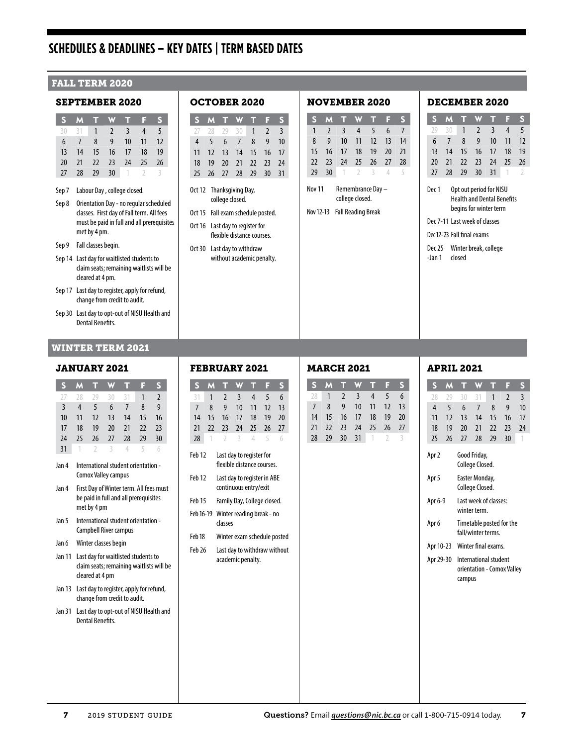# SCHEDULES & DEADLINES – KEY DATES | TERM BASED DATES

## FALL TERM 2020

### SEPTEMBER 2020

| S | M | T | W | T | F | S |
|---|---|---|---|---|---|---|
| 30 | 31 | 1 | 2 | 3 | 4 | 5 |
| 6 | 7 | 8 | 9 | 10 | 11 | 12 |
| 13 | 14 | 15 | 16 | 17 | 18 | 19 |
| 20 | 21 | 22 | 23 | 24 | 25 | 26 |
| 27 | 28 | 29 | 30 | 1 | 2 | 3 |

- Sep 7 Labour Day , college closed.
- Sep 8 Orientation Day - no regular scheduled classes. First day of Fall term. All fees must be paid in full and all prerequisites met by 4 pm.
- Sep 9 Fall classes begin.
- Sep 14 Last day for waitlisted students to claim seats; remaining waitlists will be cleared at 4 pm.
- Sep 17 Last day to register, apply for refund, change from credit to audit.
- Sep 30 Last day to opt-out of NISU Health and Dental Benefits.

### OCTOBER 2020

| S | M | T | W | T | F | S |
|---|---|---|---|---|---|---|
| 27 | 28 | 29 | 30 | 1 | 2 | 3 |
| 4 | 5 | 6 | 7 | 8 | 9 | 10 |
| 11 | 12 | 13 | 14 | 15 | 16 | 17 |
| 18 | 19 | 20 | 21 | 22 | 23 | 24 |
| 25 | 26 | 27 | 28 | 29 | 30 | 31 |

- Oct 12 Thanksgiving Day, college closed.
- Oct 15 Fall exam schedule posted.
- Oct 16 Last day to register for flexible distance courses.
- Oct 30 Last day to withdraw without academic penalty.

### NOVEMBER 2020

| S | M | T | W | T | F | S |
|---|---|---|---|---|---|---|
| 1 | 2 | 3 | 4 | 5 | 6 | 7 |
| 8 | 9 | 10 | 11 | 12 | 13 | 14 |
| 15 | 16 | 17 | 18 | 19 | 20 | 21 |
| 22 | 23 | 24 | 25 | 26 | 27 | 28 |
| 29 | 30 | 1 | 2 | 3 | 4 | 5 |

- Nov 11 Remembrance Day – college closed.
- Nov 12-13 Fall Reading Break

### DECEMBER 2020

| S | M | T | W | T | F | S |
|---|---|---|---|---|---|---|
| 29 | 30 | 1 | 2 | 3 | 4 | 5 |
| 6 | 7 | 8 | 9 | 10 | 11 | 12 |
| 13 | 14 | 15 | 16 | 17 | 18 | 19 |
| 20 | 21 | 22 | 23 | 24 | 25 | 26 |
| 27 | 28 | 29 | 30 | 31 | 1 | 2 |

- Dec 1 Opt out period for NISU Health and Dental Benefits begins for winter term
- Dec 7-11 Last week of classes
- Dec 12-23 Fall final exams
- Dec 25 -Jan 1 Winter break, college closed

## WINTER TERM 2021

### JANUARY 2021

| S | M | T | W | T | F | S |
|---|---|---|---|---|---|---|
| 27 | 28 | 29 | 30 | 31 | 1 | 2 |
| 3 | 4 | 5 | 6 | 7 | 8 | 9 |
| 10 | 11 | 12 | 13 | 14 | 15 | 16 |
| 17 | 18 | 19 | 20 | 21 | 22 | 23 |
| 24 | 25 | 26 | 27 | 28 | 29 | 30 |
| 31 | 1 | 2 | 3 | 4 | 5 | 6 |

- Jan 4 International student orientation - Comox Valley campus
- Jan 4 First Day of Winter term. All fees must be paid in full and all prerequisites met by 4 pm
- Jan 5 International student orientation - Campbell River campus
- Jan 6 Winter classes begin
- Jan 11 Last day for waitlisted students to claim seats; remaining waitlists will be cleared at 4 pm
- Jan 13 Last day to register, apply for refund, change from credit to audit.
- Jan 31 Last day to opt-out of NISU Health and Dental Benefits.

### FEBRUARY 2021

| S | M | T | W | T | F | S |
|---|---|---|---|---|---|---|
| 31 | 1 | 2 | 3 | 4 | 5 | 6 |
| 7 | 8 | 9 | 10 | 11 | 12 | 13 |
| 14 | 15 | 16 | 17 | 18 | 19 | 20 |
| 21 | 22 | 23 | 24 | 25 | 26 | 27 |
| 28 | 1 | 2 | 3 | 4 | 5 | 6 |

- Feb 12 Last day to register for flexible distance courses.
- Feb 12 Last day to register in ABE continuous entry/exit
- Feb 15 Family Day, College closed.
- Feb 16-19 Winter reading break - no classes
- Feb 18 Winter exam schedule posted
- Feb 26 Last day to withdraw without academic penalty.

### MARCH 2021

| S | M | T | W | T | F | S |
|---|---|---|---|---|---|---|
| 28 | 1 | 2 | 3 | 4 | 5 | 6 |
| 7 | 8 | 9 | 10 | 11 | 12 | 13 |
| 14 | 15 | 16 | 17 | 18 | 19 | 20 |
| 21 | 22 | 23 | 24 | 25 | 26 | 27 |
| 28 | 29 | 30 | 31 | 1 | 2 | 3 |

### APRIL 2021

| S | M | T | W | T | F | S |
|---|---|---|---|---|---|---|
| 28 | 29 | 30 | 31 | 1 | 2 | 3 |
| 4 | 5 | 6 | 7 | 8 | 9 | 10 |
| 11 | 12 | 13 | 14 | 15 | 16 | 17 |
| 18 | 19 | 20 | 21 | 22 | 23 | 24 |
| 25 | 26 | 27 | 28 | 29 | 30 | 1 |

- Apr 2 Good Friday, College Closed.
- Apr 5 Easter Monday, College Closed.
- Apr 6-9 Last week of classes: winter term.
- Apr 6 Timetable posted for the fall/winter terms.
- Apr 10-23 Winter final exams.
- Apr 29-30 International student orientation - Comox Valley campus

**Questions?** Email ***questions@nic.bc.ca*** or call 1-800-715-0914 today.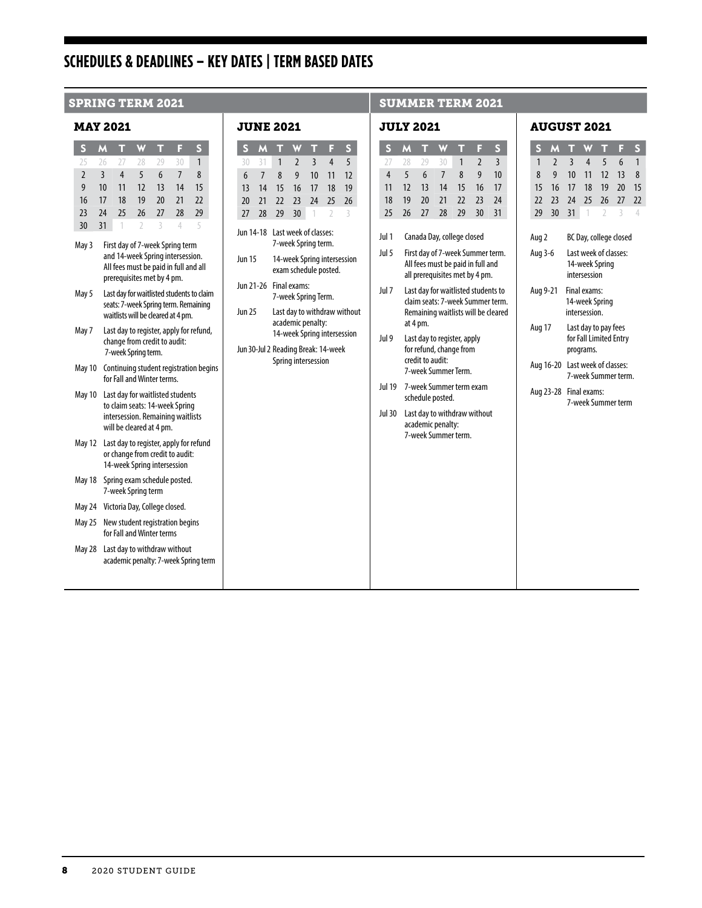# SCHEDULES & DEADLINES – KEY DATES | TERM BASED DATES

## SPRING TERM 2021

### MAY 2021

| S | M | T | W | T | F | S |
|---|---|---|---|---|---|---|
| 25 | 26 | 27 | 28 | 29 | 30 | 1 |
| 2 | 3 | 4 | 5 | 6 | 7 | 8 |
| 9 | 10 | 11 | 12 | 13 | 14 | 15 |
| 16 | 17 | 18 | 19 | 20 | 21 | 22 |
| 23 | 24 | 25 | 26 | 27 | 28 | 29 |
| 30 | 31 | 1 | 2 | 3 | 4 | 5 |

- **May 3** First day of 7-week Spring term and 14-week Spring intersession. All fees must be paid in full and all prerequisites met by 4 pm.
- **May 5** Last day for waitlisted students to claim seats: 7-week Spring term. Remaining waitlists will be cleared at 4 pm.
- **May 7** Last day to register, apply for refund, change from credit to audit: 7-week Spring term.
- **May 10** Continuing student registration begins for Fall and Winter terms.
- **May 10** Last day for waitlisted students to claim seats: 14-week Spring intersession. Remaining waitlists will be cleared at 4 pm.
- **May 12** Last day to register, apply for refund or change from credit to audit: 14-week Spring intersession
- **May 18** Spring exam schedule posted. 7-week Spring term
- **May 24** Victoria Day, College closed.
- **May 25** New student registration begins for Fall and Winter terms
- **May 28** Last day to withdraw without academic penalty: 7-week Spring term

### JUNE 2021

| S | M | T | W | T | F | S |
|---|---|---|---|---|---|---|
| 30 | 31 | 1 | 2 | 3 | 4 | 5 |
| 6 | 7 | 8 | 9 | 10 | 11 | 12 |
| 13 | 14 | 15 | 16 | 17 | 18 | 19 |
| 20 | 21 | 22 | 23 | 24 | 25 | 26 |
| 27 | 28 | 29 | 30 | 1 | 2 | 3 |

- **Jun 14-18** Last week of classes: 7-week Spring term.
- **Jun 15** 14-week Spring intersession exam schedule posted.
- **Jun 21-26** Final exams: 7-week Spring Term.
- **Jun 25** Last day to withdraw without academic penalty: 14-week Spring intersession
- **Jun 30-Jul 2** Reading Break: 14-week Spring intersession

## SUMMER TERM 2021

### JULY 2021

| S | M | T | W | T | F | S |
|---|---|---|---|---|---|---|
| 27 | 28 | 29 | 30 | 1 | 2 | 3 |
| 4 | 5 | 6 | 7 | 8 | 9 | 10 |
| 11 | 12 | 13 | 14 | 15 | 16 | 17 |
| 18 | 19 | 20 | 21 | 22 | 23 | 24 |
| 25 | 26 | 27 | 28 | 29 | 30 | 31 |

- **Jul 1** Canada Day, college closed
- **Jul 5** First day of 7-week Summer term. All fees must be paid in full and all prerequisites met by 4 pm.
- **Jul 7** Last day for waitlisted students to claim seats: 7-week Summer term. Remaining waitlists will be cleared at 4 pm.
- **Jul 9** Last day to register, apply for refund, change from credit to audit: 7-week Summer Term.
- **Jul 19** 7-week Summer term exam schedule posted.
- **Jul 30** Last day to withdraw without academic penalty: 7-week Summer term.

### AUGUST 2021

| S | M | T | W | T | F | S |
|---|---|---|---|---|---|---|
| 1 | 2 | 3 | 4 | 5 | 6 | 1 |
| 8 | 9 | 10 | 11 | 12 | 13 | 8 |
| 15 | 16 | 17 | 18 | 19 | 20 | 15 |
| 22 | 23 | 24 | 25 | 26 | 27 | 22 |
| 29 | 30 | 31 | 1 | 2 | 3 | 4 |

- **Aug 2** BC Day, college closed
- **Aug 3-6** Last week of classes: 14-week Spring intersession
- **Aug 9-21** Final exams: 14-week Spring intersession.
- **Aug 17** Last day to pay fees for Fall Limited Entry programs.
- **Aug 16-20** Last week of classes: 7-week Summer term.
- **Aug 23-28** Final exams: 7-week Summer term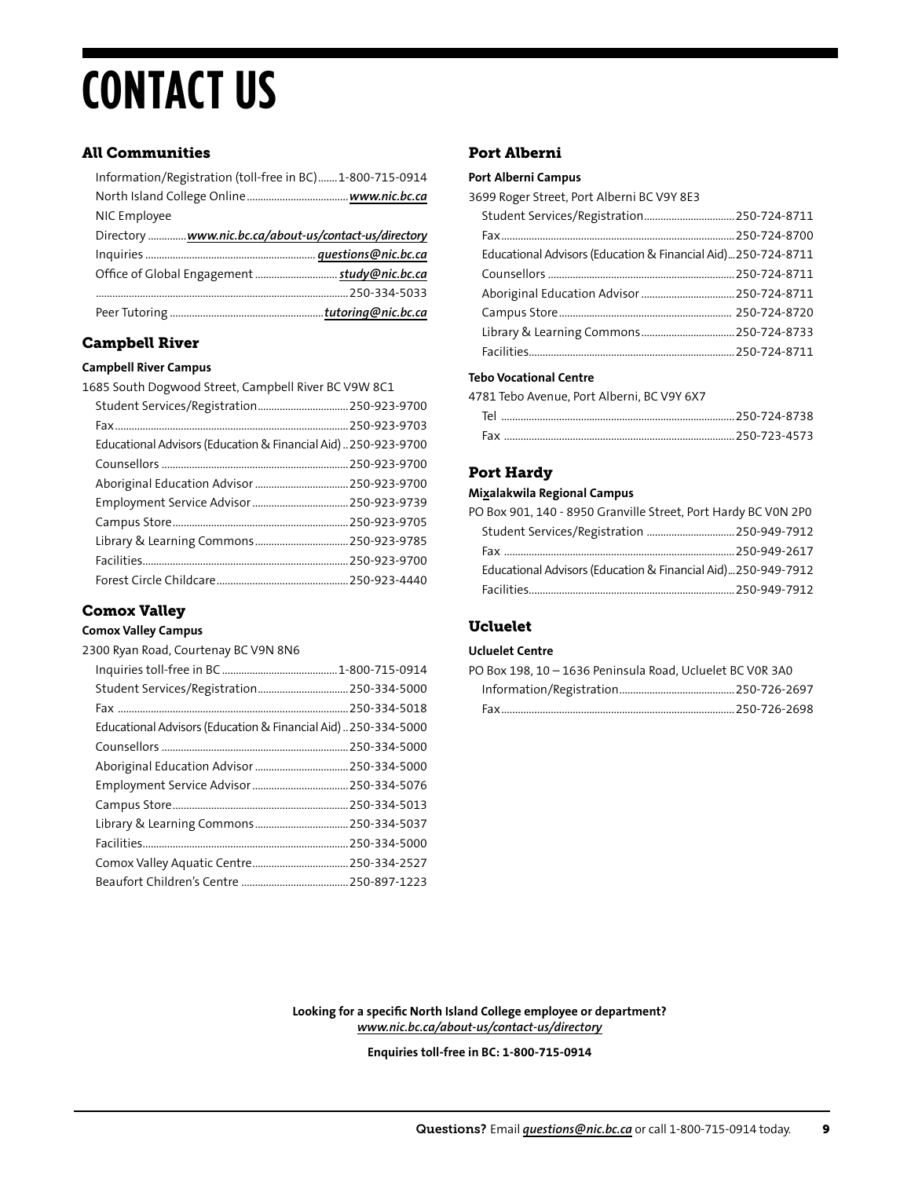# CONTACT US

## All Communities

Information/Registration (toll-free in BC) ....... 1-800-715-0914
North Island College Online ..................................... *www.nic.bc.ca*
NIC Employee
Directory .............. *www.nic.bc.ca/about-us/contact-us/directory*
Inquiries ............................................................. *questions@nic.bc.ca*
Office of Global Engagement .............................. *study@nic.bc.ca*
.......................................................................................... 250-334-5033
Peer Tutoring ........................................................ *tutoring@nic.bc.ca*

## Campbell River

**Campbell River Campus**

1685 South Dogwood Street, Campbell River BC V9W 8C1

Student Services/Registration ................................. 250-923-9700
Fax ..................................................................................... 250-923-9703
Educational Advisors (Education & Financial Aid) .. 250-923-9700
Counsellors ...................................................................... 250-923-9700
Aboriginal Education Advisor .................................. 250-923-9700
Employment Service Advisor ................................... 250-923-9739
Campus Store ................................................................ 250-923-9705
Library & Learning Commons .................................. 250-923-9785
Facilities ........................................................................... 250-923-9700
Forest Circle Childcare ................................................ 250-923-4440

## Comox Valley

**Comox Valley Campus**

2300 Ryan Road, Courtenay BC V9N 8N6

Inquiries toll-free in BC ........................................... 1-800-715-0914
Student Services/Registration ................................. 250-334-5000
Fax ..................................................................................... 250-334-5018
Educational Advisors (Education & Financial Aid) .. 250-334-5000
Counsellors ...................................................................... 250-334-5000
Aboriginal Education Advisor .................................. 250-334-5000
Employment Service Advisor ................................... 250-334-5076
Campus Store ................................................................ 250-334-5013
Library & Learning Commons .................................. 250-334-5037
Facilities ........................................................................... 250-334-5000
Comox Valley Aquatic Centre ................................... 250-334-2527
Beaufort Children's Centre ....................................... 250-897-1223

## Port Alberni

**Port Alberni Campus**

3699 Roger Street, Port Alberni BC V9Y 8E3

Student Services/Registration ................................. 250-724-8711
Fax ..................................................................................... 250-724-8700
Educational Advisors (Education & Financial Aid) ... 250-724-8711
Counsellors ...................................................................... 250-724-8711
Aboriginal Education Advisor .................................. 250-724-8711
Campus Store ................................................................ 250-724-8720
Library & Learning Commons .................................. 250-724-8733
Facilities ........................................................................... 250-724-8711

**Tebo Vocational Centre**

4781 Tebo Avenue, Port Alberni, BC V9Y 6X7

Tel ...................................................................................... 250-724-8738
Fax ..................................................................................... 250-723-4573

## Port Hardy

**Mix̱alakwila Regional Campus**

PO Box 901, 140 - 8950 Granville Street, Port Hardy BC V0N 2P0

Student Services/Registration ................................. 250-949-7912
Fax ..................................................................................... 250-949-2617
Educational Advisors (Education & Financial Aid) ... 250-949-7912
Facilities ........................................................................... 250-949-7912

## Ucluelet

**Ucluelet Centre**

PO Box 198, 10 – 1636 Peninsula Road, Ucluelet BC V0R 3A0

Information/Registration ........................................... 250-726-2697
Fax ..................................................................................... 250-726-2698

**Looking for a specific North Island College employee or department?**
*www.nic.bc.ca/about-us/contact-us/directory*

**Enquiries toll-free in BC: 1-800-715-0914**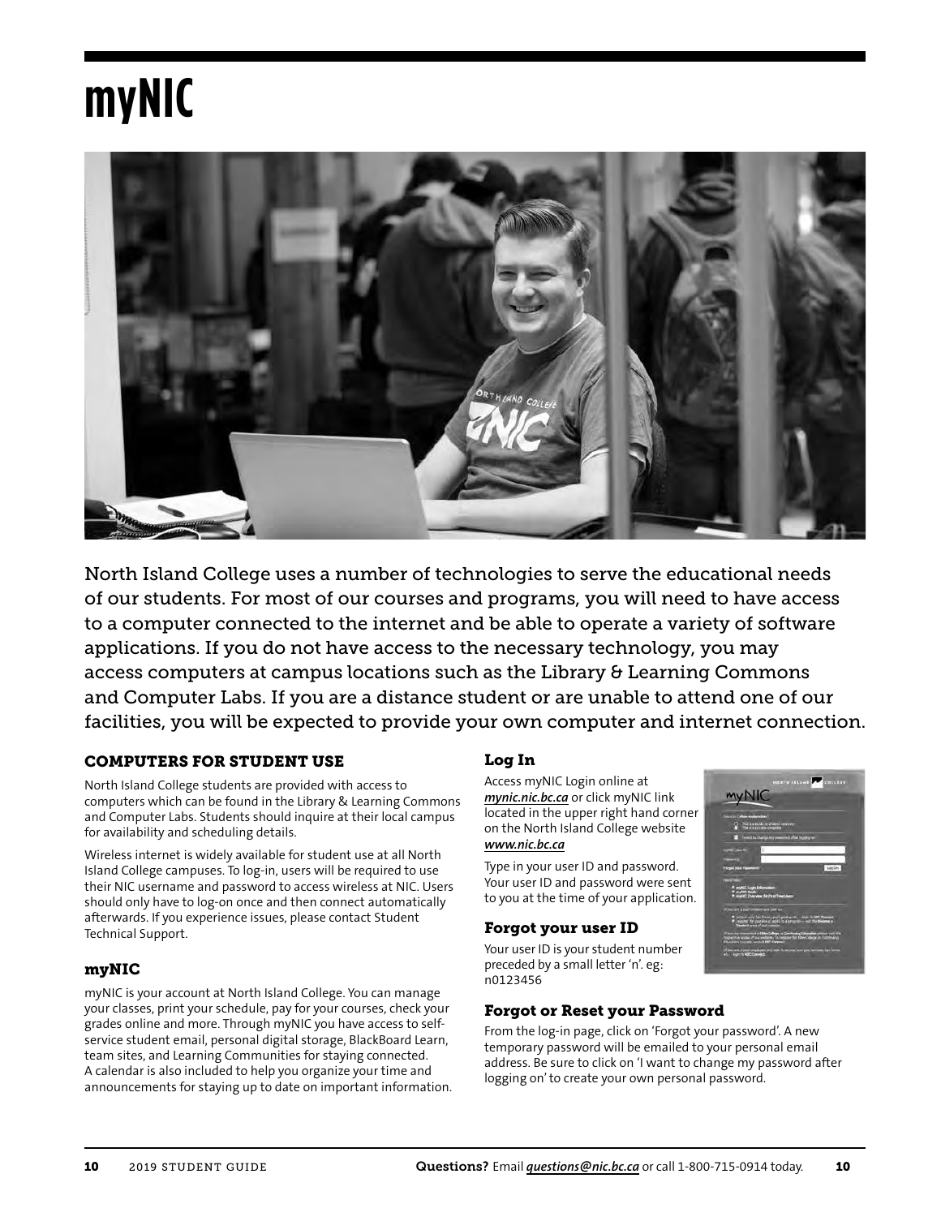# myNIC

North Island College uses a number of technologies to serve the educational needs of our students. For most of our courses and programs, you will need to have access to a computer connected to the internet and be able to operate a variety of software applications. If you do not have access to the necessary technology, you may access computers at campus locations such as the Library & Learning Commons and Computer Labs. If you are a distance student or are unable to attend one of our facilities, you will be expected to provide your own computer and internet connection.

## COMPUTERS FOR STUDENT USE

North Island College students are provided with access to computers which can be found in the Library & Learning Commons and Computer Labs. Students should inquire at their local campus for availability and scheduling details.

Wireless internet is widely available for student use at all North Island College campuses. To log-in, users will be required to use their NIC username and password to access wireless at NIC. Users should only have to log-on once and then connect automatically afterwards. If you experience issues, please contact Student Technical Support.

## myNIC

myNIC is your account at North Island College. You can manage your classes, print your schedule, pay for your courses, check your grades online and more. Through myNIC you have access to self-service student email, personal digital storage, BlackBoard Learn, team sites, and Learning Communities for staying connected. A calendar is also included to help you organize your time and announcements for staying up to date on important information.

## Log In

Access myNIC Login online at ***mynic.nic.bc.ca*** or click myNIC link located in the upper right hand corner on the North Island College website ***www.nic.bc.ca***

Type in your user ID and password. Your user ID and password were sent to you at the time of your application.

## Forgot your user ID

Your user ID is your student number preceded by a small letter 'n'. eg: n0123456

## Forgot or Reset your Password

From the log-in page, click on 'Forgot your password'. A new temporary password will be emailed to your personal email address. Be sure to click on 'I want to change my password after logging on' to create your own personal password.

**Questions?** Email ***questions@nic.bc.ca*** or call 1-800-715-0914 today.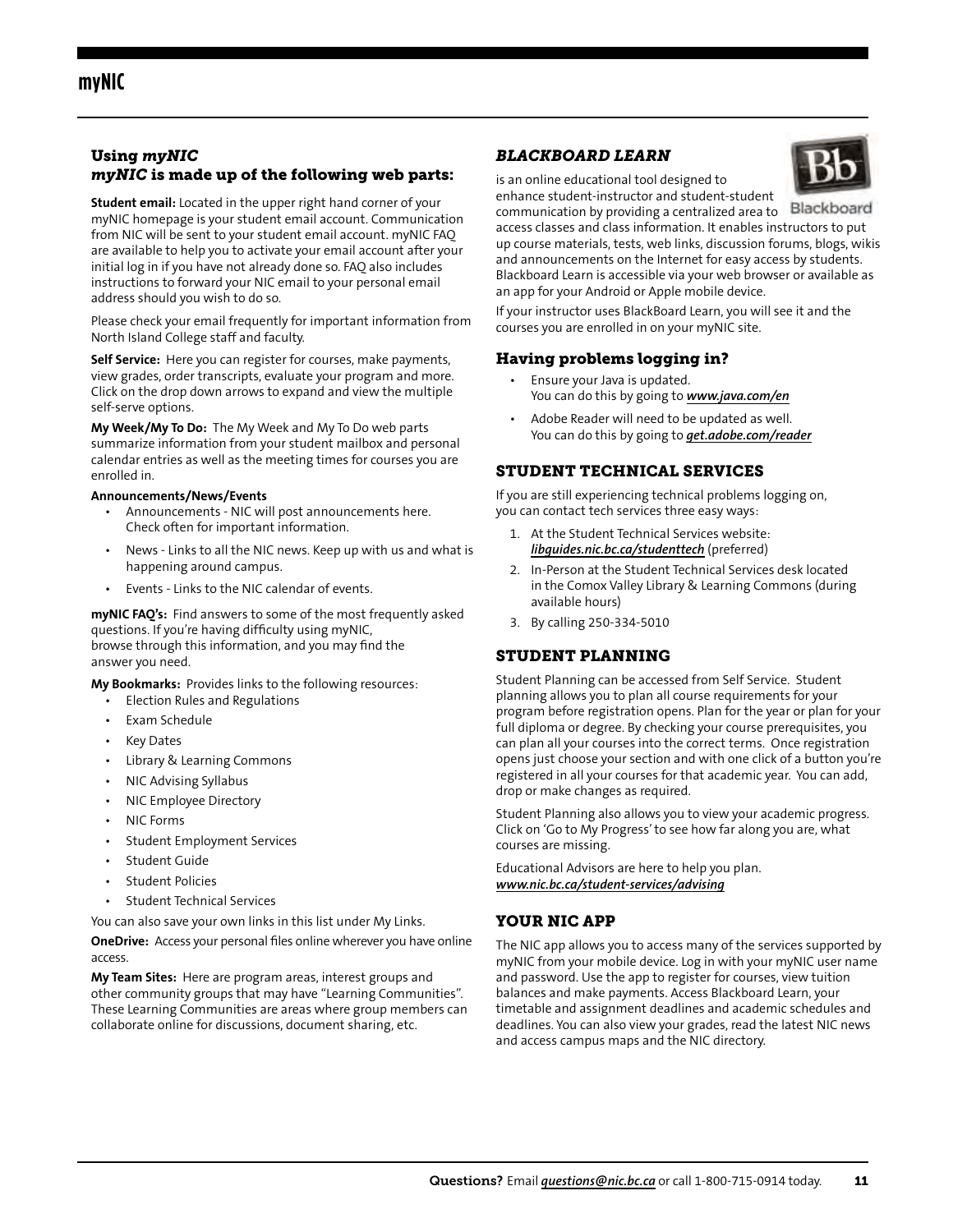# myNIC

### Using *myNIC*
### *myNIC* is made up of the following web parts:

**Student email:** Located in the upper right hand corner of your myNIC homepage is your student email account. Communication from NIC will be sent to your student email account. myNIC FAQ are available to help you to activate your email account after your initial log in if you have not already done so. FAQ also includes instructions to forward your NIC email to your personal email address should you wish to do so.

Please check your email frequently for important information from North Island College staff and faculty.

**Self Service:** Here you can register for courses, make payments, view grades, order transcripts, evaluate your program and more. Click on the drop down arrows to expand and view the multiple self-serve options.

**My Week/My To Do:** The My Week and My To Do web parts summarize information from your student mailbox and personal calendar entries as well as the meeting times for courses you are enrolled in.

**Announcements/News/Events**

- Announcements - NIC will post announcements here. Check often for important information.
- News - Links to all the NIC news. Keep up with us and what is happening around campus.
- Events - Links to the NIC calendar of events.

**myNIC FAQ's:** Find answers to some of the most frequently asked questions. If you're having difficulty using myNIC, browse through this information, and you may find the answer you need.

**My Bookmarks:** Provides links to the following resources:

- Election Rules and Regulations
- Exam Schedule
- Key Dates
- Library & Learning Commons
- NIC Advising Syllabus
- NIC Employee Directory
- NIC Forms
- Student Employment Services
- Student Guide
- Student Policies
- Student Technical Services

You can also save your own links in this list under My Links.

**OneDrive:** Access your personal files online wherever you have online access.

**My Team Sites:** Here are program areas, interest groups and other community groups that may have "Learning Communities". These Learning Communities are areas where group members can collaborate online for discussions, document sharing, etc.

### *BLACKBOARD LEARN*

is an online educational tool designed to enhance student-instructor and student-student communication by providing a centralized area to access classes and class information. It enables instructors to put up course materials, tests, web links, discussion forums, blogs, wikis and announcements on the Internet for easy access by students. Blackboard Learn is accessible via your web browser or available as an app for your Android or Apple mobile device.

If your instructor uses BlackBoard Learn, you will see it and the courses you are enrolled in on your myNIC site.

### Having problems logging in?

- Ensure your Java is updated.
  You can do this by going to ***www.java.com/en***
- Adobe Reader will need to be updated as well.
  You can do this by going to ***get.adobe.com/reader***

### STUDENT TECHNICAL SERVICES

If you are still experiencing technical problems logging on, you can contact tech services three easy ways:

1. At the Student Technical Services website: ***libguides.nic.bc.ca/studenttech*** (preferred)
2. In-Person at the Student Technical Services desk located in the Comox Valley Library & Learning Commons (during available hours)
3. By calling 250-334-5010

### STUDENT PLANNING

Student Planning can be accessed from Self Service. Student planning allows you to plan all course requirements for your program before registration opens. Plan for the year or plan for your full diploma or degree. By checking your course prerequisites, you can plan all your courses into the correct terms. Once registration opens just choose your section and with one click of a button you're registered in all your courses for that academic year. You can add, drop or make changes as required.

Student Planning also allows you to view your academic progress. Click on 'Go to My Progress' to see how far along you are, what courses are missing.

Educational Advisors are here to help you plan.
***www.nic.bc.ca/student-services/advising***

### YOUR NIC APP

The NIC app allows you to access many of the services supported by myNIC from your mobile device. Log in with your myNIC user name and password. Use the app to register for courses, view tuition balances and make payments. Access Blackboard Learn, your timetable and assignment deadlines and academic schedules and deadlines. You can also view your grades, read the latest NIC news and access campus maps and the NIC directory.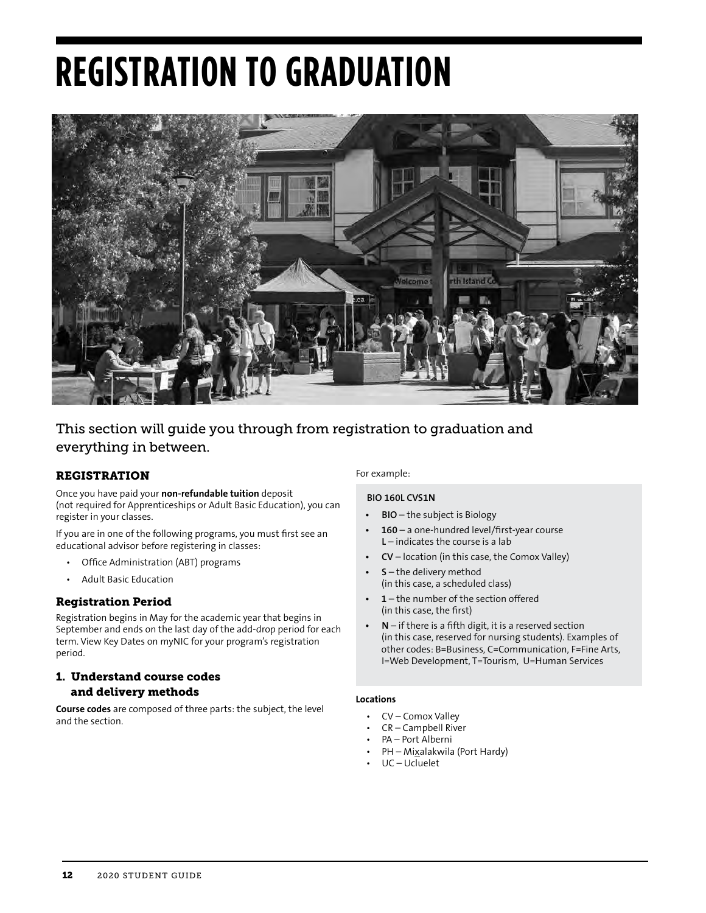# REGISTRATION TO GRADUATION

This section will guide you through from registration to graduation and everything in between.

## REGISTRATION

Once you have paid your **non-refundable tuition** deposit (not required for Apprenticeships or Adult Basic Education), you can register in your classes.

If you are in one of the following programs, you must first see an educational advisor before registering in classes:

- Office Administration (ABT) programs
- Adult Basic Education

### Registration Period

Registration begins in May for the academic year that begins in September and ends on the last day of the add-drop period for each term. View Key Dates on myNIC for your program's registration period.

### 1. Understand course codes and delivery methods

**Course codes** are composed of three parts: the subject, the level and the section.

For example:

**BIO 160L CVS1N**

- **BIO** – the subject is Biology
- **160** – a one-hundred level/first-year course
  **L** – indicates the course is a lab
- **CV** – location (in this case, the Comox Valley)
- **S** – the delivery method (in this case, a scheduled class)
- **1** – the number of the section offered (in this case, the first)
- **N** – if there is a fifth digit, it is a reserved section (in this case, reserved for nursing students). Examples of other codes: B=Business, C=Communication, F=Fine Arts, I=Web Development, T=Tourism, U=Human Services

**Locations**

- CV – Comox Valley
- CR – Campbell River
- PA – Port Alberni
- PH – Mix̱alakwila (Port Hardy)
- UC – Ucluelet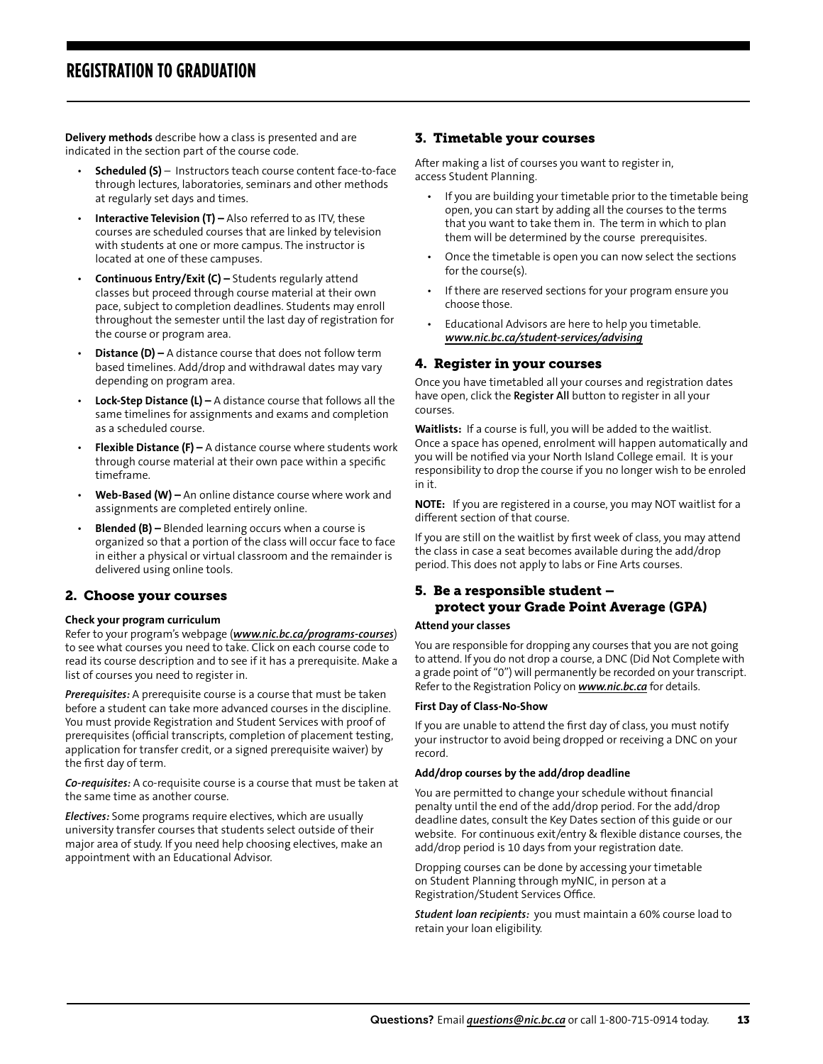# REGISTRATION TO GRADUATION

**Delivery methods** describe how a class is presented and are indicated in the section part of the course code.

- **Scheduled (S)** – Instructors teach course content face-to-face through lectures, laboratories, seminars and other methods at regularly set days and times.
- **Interactive Television (T) –** Also referred to as ITV, these courses are scheduled courses that are linked by television with students at one or more campus. The instructor is located at one of these campuses.
- **Continuous Entry/Exit (C) –** Students regularly attend classes but proceed through course material at their own pace, subject to completion deadlines. Students may enroll throughout the semester until the last day of registration for the course or program area.
- **Distance (D) –** A distance course that does not follow term based timelines. Add/drop and withdrawal dates may vary depending on program area.
- **Lock-Step Distance (L) –** A distance course that follows all the same timelines for assignments and exams and completion as a scheduled course.
- **Flexible Distance (F) –** A distance course where students work through course material at their own pace within a specific timeframe.
- **Web-Based (W) –** An online distance course where work and assignments are completed entirely online.
- **Blended (B) –** Blended learning occurs when a course is organized so that a portion of the class will occur face to face in either a physical or virtual classroom and the remainder is delivered using online tools.

## 2. Choose your courses

**Check your program curriculum**

Refer to your program's webpage (***www.nic.bc.ca/programs-courses***) to see what courses you need to take. Click on each course code to read its course description and to see if it has a prerequisite. Make a list of courses you need to register in.

***Prerequisites:*** A prerequisite course is a course that must be taken before a student can take more advanced courses in the discipline. You must provide Registration and Student Services with proof of prerequisites (official transcripts, completion of placement testing, application for transfer credit, or a signed prerequisite waiver) by the first day of term.

***Co-requisites:*** A co-requisite course is a course that must be taken at the same time as another course.

***Electives:*** Some programs require electives, which are usually university transfer courses that students select outside of their major area of study. If you need help choosing electives, make an appointment with an Educational Advisor.

## 3. Timetable your courses

After making a list of courses you want to register in, access Student Planning.

- If you are building your timetable prior to the timetable being open, you can start by adding all the courses to the terms that you want to take them in. The term in which to plan them will be determined by the course prerequisites.
- Once the timetable is open you can now select the sections for the course(s).
- If there are reserved sections for your program ensure you choose those.
- Educational Advisors are here to help you timetable. ***www.nic.bc.ca/student-services/advising***

## 4. Register in your courses

Once you have timetabled all your courses and registration dates have open, click the **Register All** button to register in all your courses.

**Waitlists:** If a course is full, you will be added to the waitlist. Once a space has opened, enrolment will happen automatically and you will be notified via your North Island College email. It is your responsibility to drop the course if you no longer wish to be enroled in it.

**NOTE:** If you are registered in a course, you may NOT waitlist for a different section of that course.

If you are still on the waitlist by first week of class, you may attend the class in case a seat becomes available during the add/drop period. This does not apply to labs or Fine Arts courses.

## 5. Be a responsible student – protect your Grade Point Average (GPA)

**Attend your classes**

You are responsible for dropping any courses that you are not going to attend. If you do not drop a course, a DNC (Did Not Complete with a grade point of "0") will permanently be recorded on your transcript. Refer to the Registration Policy on ***www.nic.bc.ca*** for details.

**First Day of Class-No-Show**

If you are unable to attend the first day of class, you must notify your instructor to avoid being dropped or receiving a DNC on your record.

**Add/drop courses by the add/drop deadline**

You are permitted to change your schedule without financial penalty until the end of the add/drop period. For the add/drop deadline dates, consult the Key Dates section of this guide or our website. For continuous exit/entry & flexible distance courses, the add/drop period is 10 days from your registration date.

Dropping courses can be done by accessing your timetable on Student Planning through myNIC, in person at a Registration/Student Services Office.

***Student loan recipients:*** you must maintain a 60% course load to retain your loan eligibility.

**Questions?** Email ***questions@nic.bc.ca*** or call 1-800-715-0914 today.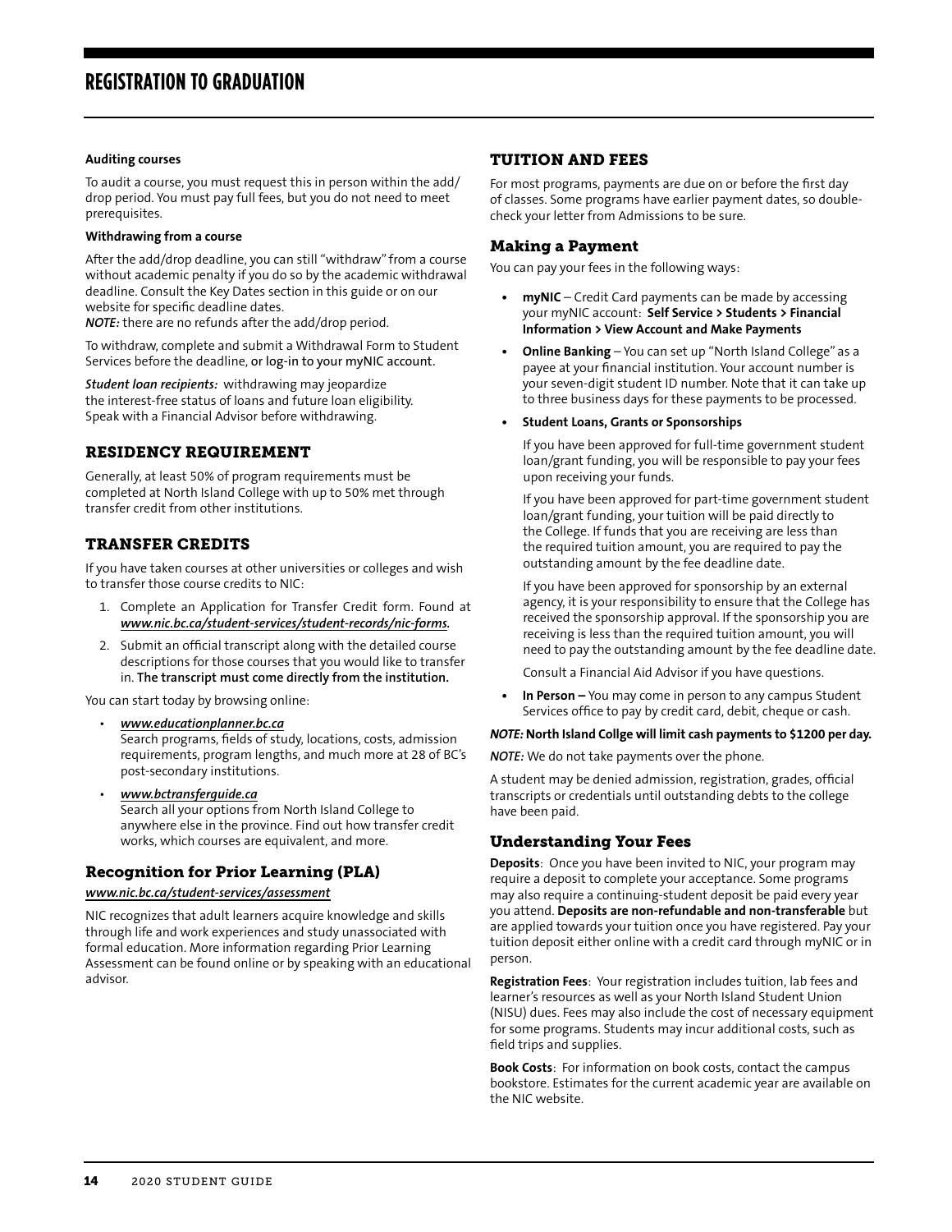# REGISTRATION TO GRADUATION

**Auditing courses**

To audit a course, you must request this in person within the add/drop period. You must pay full fees, but you do not need to meet prerequisites.

**Withdrawing from a course**

After the add/drop deadline, you can still "withdraw" from a course without academic penalty if you do so by the academic withdrawal deadline. Consult the Key Dates section in this guide or on our website for specific deadline dates.
***NOTE:*** there are no refunds after the add/drop period.

To withdraw, complete and submit a Withdrawal Form to Student Services before the deadline, or log-in to your myNIC account.

***Student loan recipients:*** withdrawing may jeopardize the interest-free status of loans and future loan eligibility. Speak with a Financial Advisor before withdrawing.

## RESIDENCY REQUIREMENT

Generally, at least 50% of program requirements must be completed at North Island College with up to 50% met through transfer credit from other institutions.

## TRANSFER CREDITS

If you have taken courses at other universities or colleges and wish to transfer those course credits to NIC:

1. Complete an Application for Transfer Credit form. Found at ***www.nic.bc.ca/student-services/student-records/nic-forms.***
2. Submit an official transcript along with the detailed course descriptions for those courses that you would like to transfer in. **The transcript must come directly from the institution.**

You can start today by browsing online:

- ***www.educationplanner.bc.ca***
  Search programs, fields of study, locations, costs, admission requirements, program lengths, and much more at 28 of BC's post-secondary institutions.
- ***www.bctransferguide.ca***
  Search all your options from North Island College to anywhere else in the province. Find out how transfer credit works, which courses are equivalent, and more.

### Recognition for Prior Learning (PLA)

***www.nic.bc.ca/student-services/assessment***

NIC recognizes that adult learners acquire knowledge and skills through life and work experiences and study unassociated with formal education. More information regarding Prior Learning Assessment can be found online or by speaking with an educational advisor.

## TUITION AND FEES

For most programs, payments are due on or before the first day of classes. Some programs have earlier payment dates, so double-check your letter from Admissions to be sure.

### Making a Payment

You can pay your fees in the following ways:

- **myNIC** – Credit Card payments can be made by accessing your myNIC account: **Self Service > Students > Financial Information > View Account and Make Payments**
- **Online Banking** – You can set up "North Island College" as a payee at your financial institution. Your account number is your seven-digit student ID number. Note that it can take up to three business days for these payments to be processed.
- **Student Loans, Grants or Sponsorships**

  If you have been approved for full-time government student loan/grant funding, you will be responsible to pay your fees upon receiving your funds.

  If you have been approved for part-time government student loan/grant funding, your tuition will be paid directly to the College. If funds that you are receiving are less than the required tuition amount, you are required to pay the outstanding amount by the fee deadline date.

  If you have been approved for sponsorship by an external agency, it is your responsibility to ensure that the College has received the sponsorship approval. If the sponsorship you are receiving is less than the required tuition amount, you will need to pay the outstanding amount by the fee deadline date.

  Consult a Financial Aid Advisor if you have questions.
- **In Person –** You may come in person to any campus Student Services office to pay by credit card, debit, cheque or cash.

***NOTE:*** **North Island Collge will limit cash payments to $1200 per day.**

***NOTE:*** We do not take payments over the phone.

A student may be denied admission, registration, grades, official transcripts or credentials until outstanding debts to the college have been paid.

### Understanding Your Fees

**Deposits**: Once you have been invited to NIC, your program may require a deposit to complete your acceptance. Some programs may also require a continuing-student deposit be paid every year you attend. **Deposits are non-refundable and non-transferable** but are applied towards your tuition once you have registered. Pay your tuition deposit either online with a credit card through myNIC or in person.

**Registration Fees**: Your registration includes tuition, lab fees and learner's resources as well as your North Island Student Union (NISU) dues. Fees may also include the cost of necessary equipment for some programs. Students may incur additional costs, such as field trips and supplies.

**Book Costs**: For information on book costs, contact the campus bookstore. Estimates for the current academic year are available on the NIC website.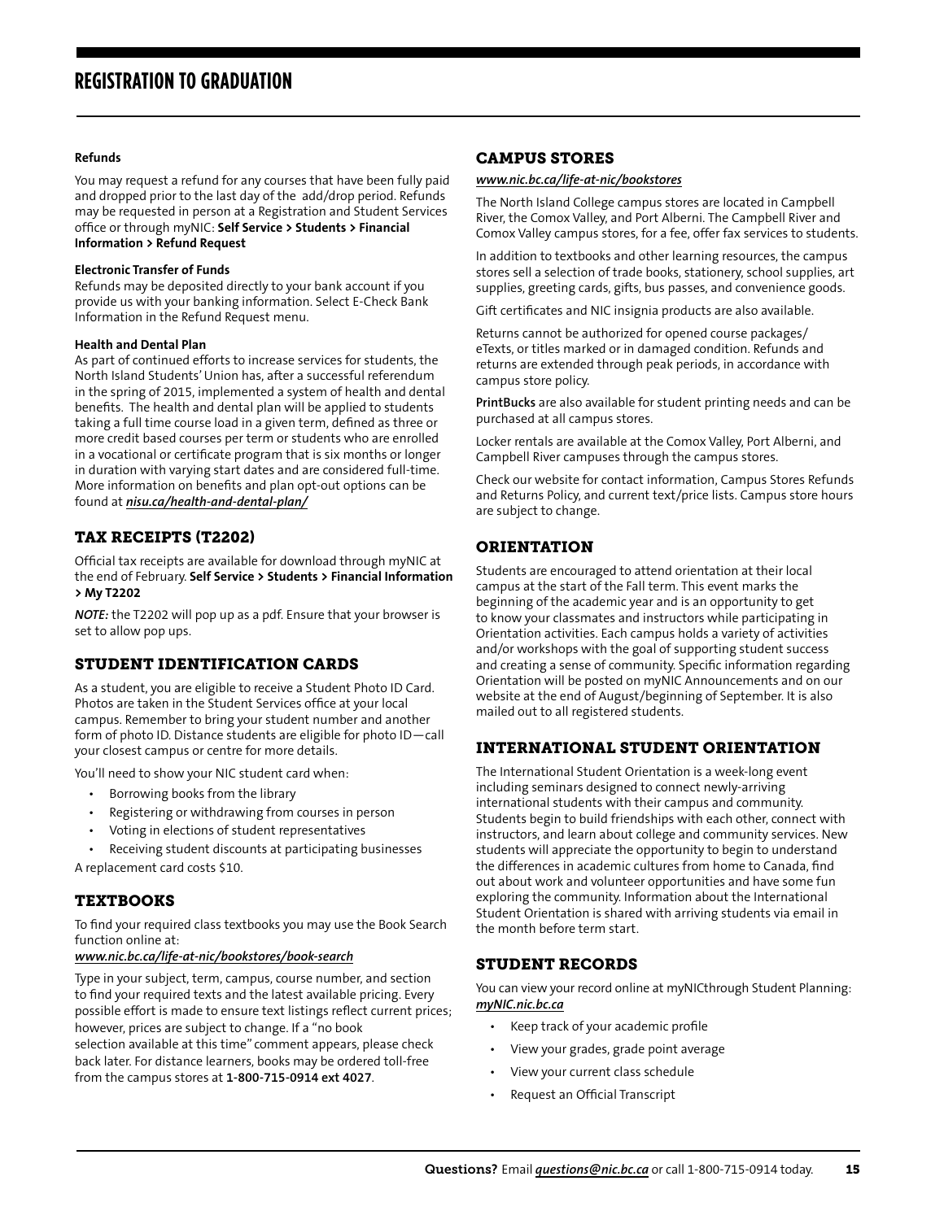# REGISTRATION TO GRADUATION

#### Refunds

You may request a refund for any courses that have been fully paid and dropped prior to the last day of the add/drop period. Refunds may be requested in person at a Registration and Student Services office or through myNIC: **Self Service > Students > Financial Information > Refund Request**

#### Electronic Transfer of Funds

Refunds may be deposited directly to your bank account if you provide us with your banking information. Select E-Check Bank Information in the Refund Request menu.

#### Health and Dental Plan

As part of continued efforts to increase services for students, the North Island Students' Union has, after a successful referendum in the spring of 2015, implemented a system of health and dental benefits. The health and dental plan will be applied to students taking a full time course load in a given term, defined as three or more credit based courses per term or students who are enrolled in a vocational or certificate program that is six months or longer in duration with varying start dates and are considered full-time. More information on benefits and plan opt-out options can be found at ***nisu.ca/health-and-dental-plan/***

## TAX RECEIPTS (T2202)

Official tax receipts are available for download through myNIC at the end of February. **Self Service > Students > Financial Information > My T2202**

***NOTE:*** the T2202 will pop up as a pdf. Ensure that your browser is set to allow pop ups.

## STUDENT IDENTIFICATION CARDS

As a student, you are eligible to receive a Student Photo ID Card. Photos are taken in the Student Services office at your local campus. Remember to bring your student number and another form of photo ID. Distance students are eligible for photo ID—call your closest campus or centre for more details.

You'll need to show your NIC student card when:

- Borrowing books from the library
- Registering or withdrawing from courses in person
- Voting in elections of student representatives
- Receiving student discounts at participating businesses

A replacement card costs $10.

## TEXTBOOKS

To find your required class textbooks you may use the Book Search function online at:

***www.nic.bc.ca/life-at-nic/bookstores/book-search***

Type in your subject, term, campus, course number, and section to find your required texts and the latest available pricing. Every possible effort is made to ensure text listings reflect current prices; however, prices are subject to change. If a "no book selection available at this time" comment appears, please check back later. For distance learners, books may be ordered toll-free from the campus stores at **1-800-715-0914 ext 4027**.

## CAMPUS STORES

***www.nic.bc.ca/life-at-nic/bookstores***

The North Island College campus stores are located in Campbell River, the Comox Valley, and Port Alberni. The Campbell River and Comox Valley campus stores, for a fee, offer fax services to students.

In addition to textbooks and other learning resources, the campus stores sell a selection of trade books, stationery, school supplies, art supplies, greeting cards, gifts, bus passes, and convenience goods.

Gift certificates and NIC insignia products are also available.

Returns cannot be authorized for opened course packages/eTexts, or titles marked or in damaged condition. Refunds and returns are extended through peak periods, in accordance with campus store policy.

**PrintBucks** are also available for student printing needs and can be purchased at all campus stores.

Locker rentals are available at the Comox Valley, Port Alberni, and Campbell River campuses through the campus stores.

Check our website for contact information, Campus Stores Refunds and Returns Policy, and current text/price lists. Campus store hours are subject to change.

## ORIENTATION

Students are encouraged to attend orientation at their local campus at the start of the Fall term. This event marks the beginning of the academic year and is an opportunity to get to know your classmates and instructors while participating in Orientation activities. Each campus holds a variety of activities and/or workshops with the goal of supporting student success and creating a sense of community. Specific information regarding Orientation will be posted on myNIC Announcements and on our website at the end of August/beginning of September. It is also mailed out to all registered students.

## INTERNATIONAL STUDENT ORIENTATION

The International Student Orientation is a week-long event including seminars designed to connect newly-arriving international students with their campus and community. Students begin to build friendships with each other, connect with instructors, and learn about college and community services. New students will appreciate the opportunity to begin to understand the differences in academic cultures from home to Canada, find out about work and volunteer opportunities and have some fun exploring the community. Information about the International Student Orientation is shared with arriving students via email in the month before term start.

## STUDENT RECORDS

You can view your record online at myNICthrough Student Planning: ***myNIC.nic.bc.ca***

- Keep track of your academic profile
- View your grades, grade point average
- View your current class schedule
- Request an Official Transcript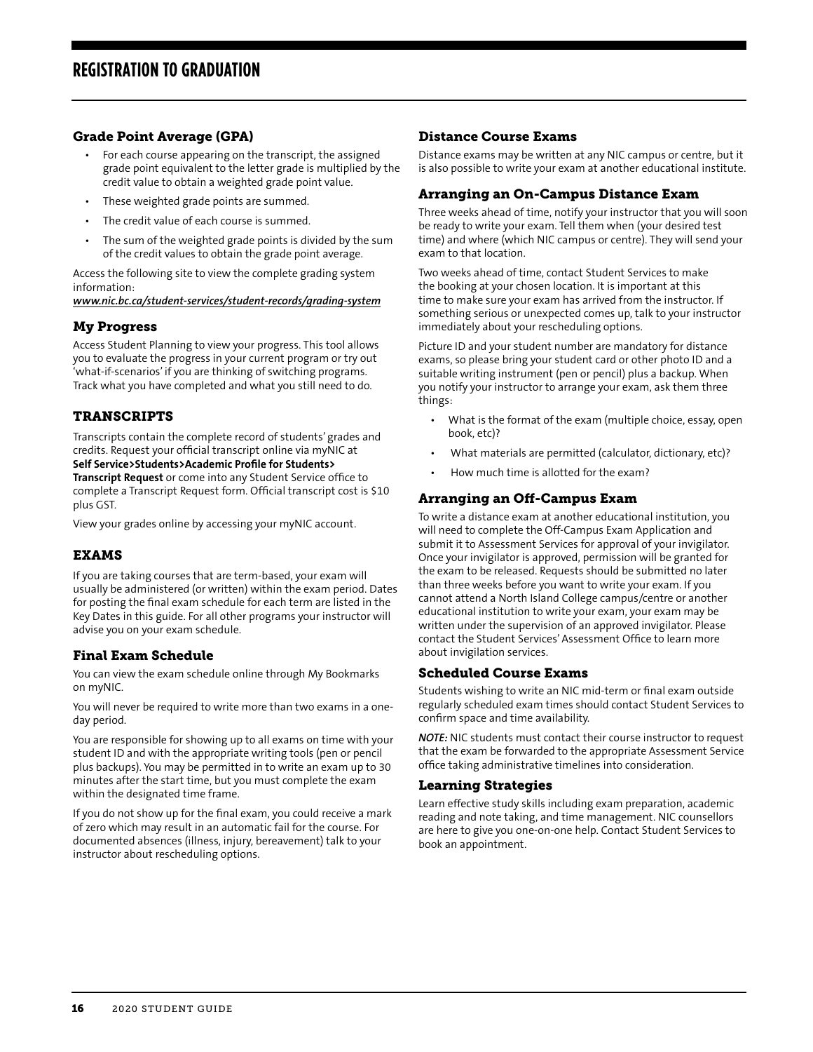# REGISTRATION TO GRADUATION

### Grade Point Average (GPA)

- For each course appearing on the transcript, the assigned grade point equivalent to the letter grade is multiplied by the credit value to obtain a weighted grade point value.
- These weighted grade points are summed.
- The credit value of each course is summed.
- The sum of the weighted grade points is divided by the sum of the credit values to obtain the grade point average.

Access the following site to view the complete grading system information:
***www.nic.bc.ca/student-services/student-records/grading-system***

### My Progress

Access Student Planning to view your progress. This tool allows you to evaluate the progress in your current program or try out 'what-if-scenarios' if you are thinking of switching programs. Track what you have completed and what you still need to do.

## TRANSCRIPTS

Transcripts contain the complete record of students' grades and credits. Request your official transcript online via myNIC at **Self Service>Students>Academic Profile for Students> Transcript Request** or come into any Student Service office to complete a Transcript Request form. Official transcript cost is $10 plus GST.

View your grades online by accessing your myNIC account.

## EXAMS

If you are taking courses that are term-based, your exam will usually be administered (or written) within the exam period. Dates for posting the final exam schedule for each term are listed in the Key Dates in this guide. For all other programs your instructor will advise you on your exam schedule.

### Final Exam Schedule

You can view the exam schedule online through My Bookmarks on myNIC.

You will never be required to write more than two exams in a one-day period.

You are responsible for showing up to all exams on time with your student ID and with the appropriate writing tools (pen or pencil plus backups). You may be permitted in to write an exam up to 30 minutes after the start time, but you must complete the exam within the designated time frame.

If you do not show up for the final exam, you could receive a mark of zero which may result in an automatic fail for the course. For documented absences (illness, injury, bereavement) talk to your instructor about rescheduling options.

### Distance Course Exams

Distance exams may be written at any NIC campus or centre, but it is also possible to write your exam at another educational institute.

### Arranging an On-Campus Distance Exam

Three weeks ahead of time, notify your instructor that you will soon be ready to write your exam. Tell them when (your desired test time) and where (which NIC campus or centre). They will send your exam to that location.

Two weeks ahead of time, contact Student Services to make the booking at your chosen location. It is important at this time to make sure your exam has arrived from the instructor. If something serious or unexpected comes up, talk to your instructor immediately about your rescheduling options.

Picture ID and your student number are mandatory for distance exams, so please bring your student card or other photo ID and a suitable writing instrument (pen or pencil) plus a backup. When you notify your instructor to arrange your exam, ask them three things:

- What is the format of the exam (multiple choice, essay, open book, etc)?
- What materials are permitted (calculator, dictionary, etc)?
- How much time is allotted for the exam?

### Arranging an Off-Campus Exam

To write a distance exam at another educational institution, you will need to complete the Off-Campus Exam Application and submit it to Assessment Services for approval of your invigilator. Once your invigilator is approved, permission will be granted for the exam to be released. Requests should be submitted no later than three weeks before you want to write your exam. If you cannot attend a North Island College campus/centre or another educational institution to write your exam, your exam may be written under the supervision of an approved invigilator. Please contact the Student Services' Assessment Office to learn more about invigilation services.

### Scheduled Course Exams

Students wishing to write an NIC mid-term or final exam outside regularly scheduled exam times should contact Student Services to confirm space and time availability.

***NOTE:*** NIC students must contact their course instructor to request that the exam be forwarded to the appropriate Assessment Service office taking administrative timelines into consideration.

### Learning Strategies

Learn effective study skills including exam preparation, academic reading and note taking, and time management. NIC counsellors are here to give you one-on-one help. Contact Student Services to book an appointment.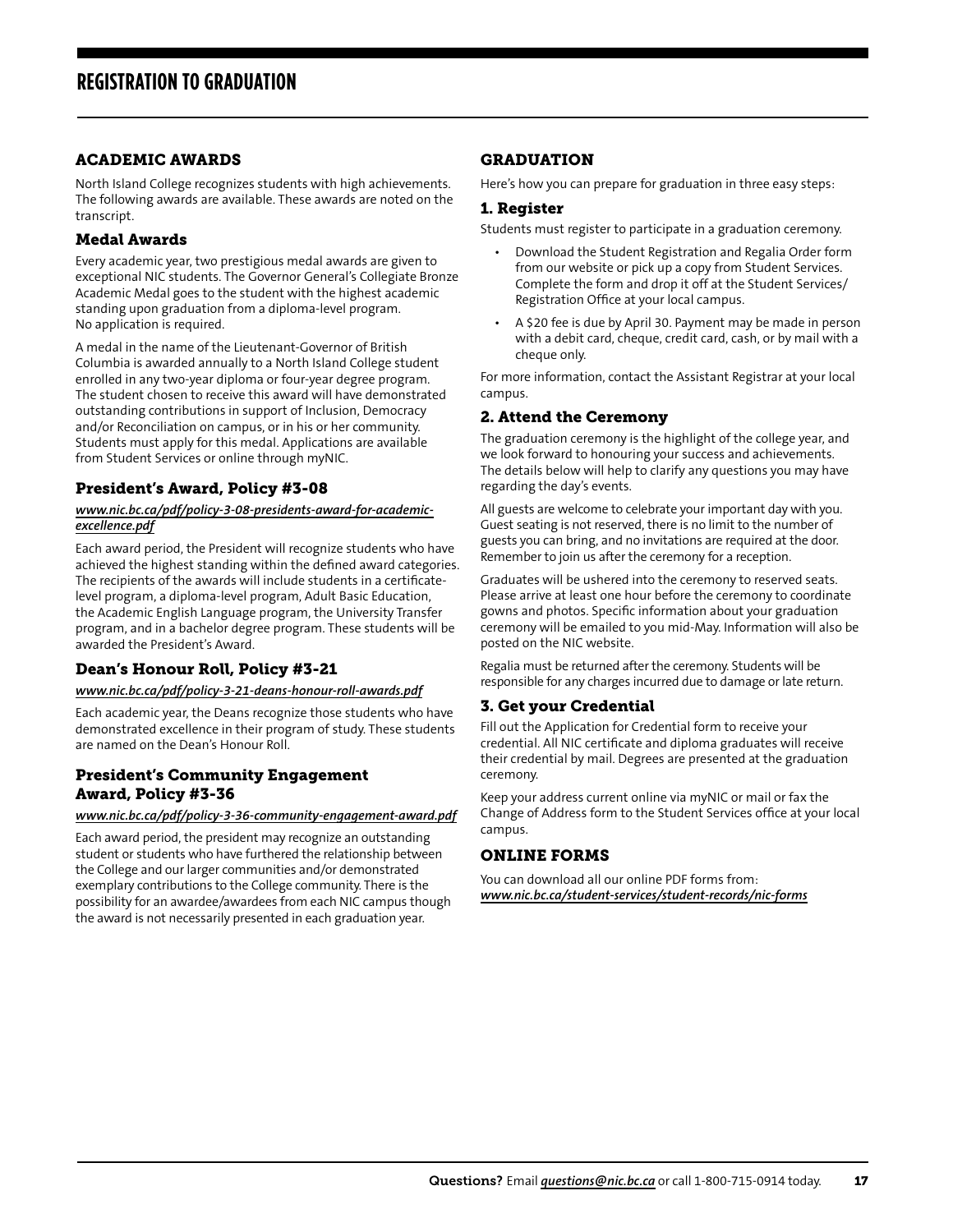# REGISTRATION TO GRADUATION

## ACADEMIC AWARDS

North Island College recognizes students with high achievements. The following awards are available. These awards are noted on the transcript.

### Medal Awards

Every academic year, two prestigious medal awards are given to exceptional NIC students. The Governor General's Collegiate Bronze Academic Medal goes to the student with the highest academic standing upon graduation from a diploma-level program. No application is required.

A medal in the name of the Lieutenant-Governor of British Columbia is awarded annually to a North Island College student enrolled in any two-year diploma or four-year degree program. The student chosen to receive this award will have demonstrated outstanding contributions in support of Inclusion, Democracy and/or Reconciliation on campus, or in his or her community. Students must apply for this medal. Applications are available from Student Services or online through myNIC.

### President's Award, Policy #3-08

***www.nic.bc.ca/pdf/policy-3-08-presidents-award-for-academic-excellence.pdf***

Each award period, the President will recognize students who have achieved the highest standing within the defined award categories. The recipients of the awards will include students in a certificate-level program, a diploma-level program, Adult Basic Education, the Academic English Language program, the University Transfer program, and in a bachelor degree program. These students will be awarded the President's Award.

### Dean's Honour Roll, Policy #3-21

***www.nic.bc.ca/pdf/policy-3-21-deans-honour-roll-awards.pdf***

Each academic year, the Deans recognize those students who have demonstrated excellence in their program of study. These students are named on the Dean's Honour Roll.

### President's Community Engagement Award, Policy #3-36

***www.nic.bc.ca/pdf/policy-3-36-community-engagement-award.pdf***

Each award period, the president may recognize an outstanding student or students who have furthered the relationship between the College and our larger communities and/or demonstrated exemplary contributions to the College community. There is the possibility for an awardee/awardees from each NIC campus though the award is not necessarily presented in each graduation year.

## GRADUATION

Here's how you can prepare for graduation in three easy steps:

### 1. Register

Students must register to participate in a graduation ceremony.

- Download the Student Registration and Regalia Order form from our website or pick up a copy from Student Services. Complete the form and drop it off at the Student Services/ Registration Office at your local campus.
- A $20 fee is due by April 30. Payment may be made in person with a debit card, cheque, credit card, cash, or by mail with a cheque only.

For more information, contact the Assistant Registrar at your local campus.

### 2. Attend the Ceremony

The graduation ceremony is the highlight of the college year, and we look forward to honouring your success and achievements. The details below will help to clarify any questions you may have regarding the day's events.

All guests are welcome to celebrate your important day with you. Guest seating is not reserved, there is no limit to the number of guests you can bring, and no invitations are required at the door. Remember to join us after the ceremony for a reception.

Graduates will be ushered into the ceremony to reserved seats. Please arrive at least one hour before the ceremony to coordinate gowns and photos. Specific information about your graduation ceremony will be emailed to you mid-May. Information will also be posted on the NIC website.

Regalia must be returned after the ceremony. Students will be responsible for any charges incurred due to damage or late return.

### 3. Get your Credential

Fill out the Application for Credential form to receive your credential. All NIC certificate and diploma graduates will receive their credential by mail. Degrees are presented at the graduation ceremony.

Keep your address current online via myNIC or mail or fax the Change of Address form to the Student Services office at your local campus.

## ONLINE FORMS

You can download all our online PDF forms from:
***www.nic.bc.ca/student-services/student-records/nic-forms***

**Questions?** Email ***questions@nic.bc.ca*** or call 1-800-715-0914 today.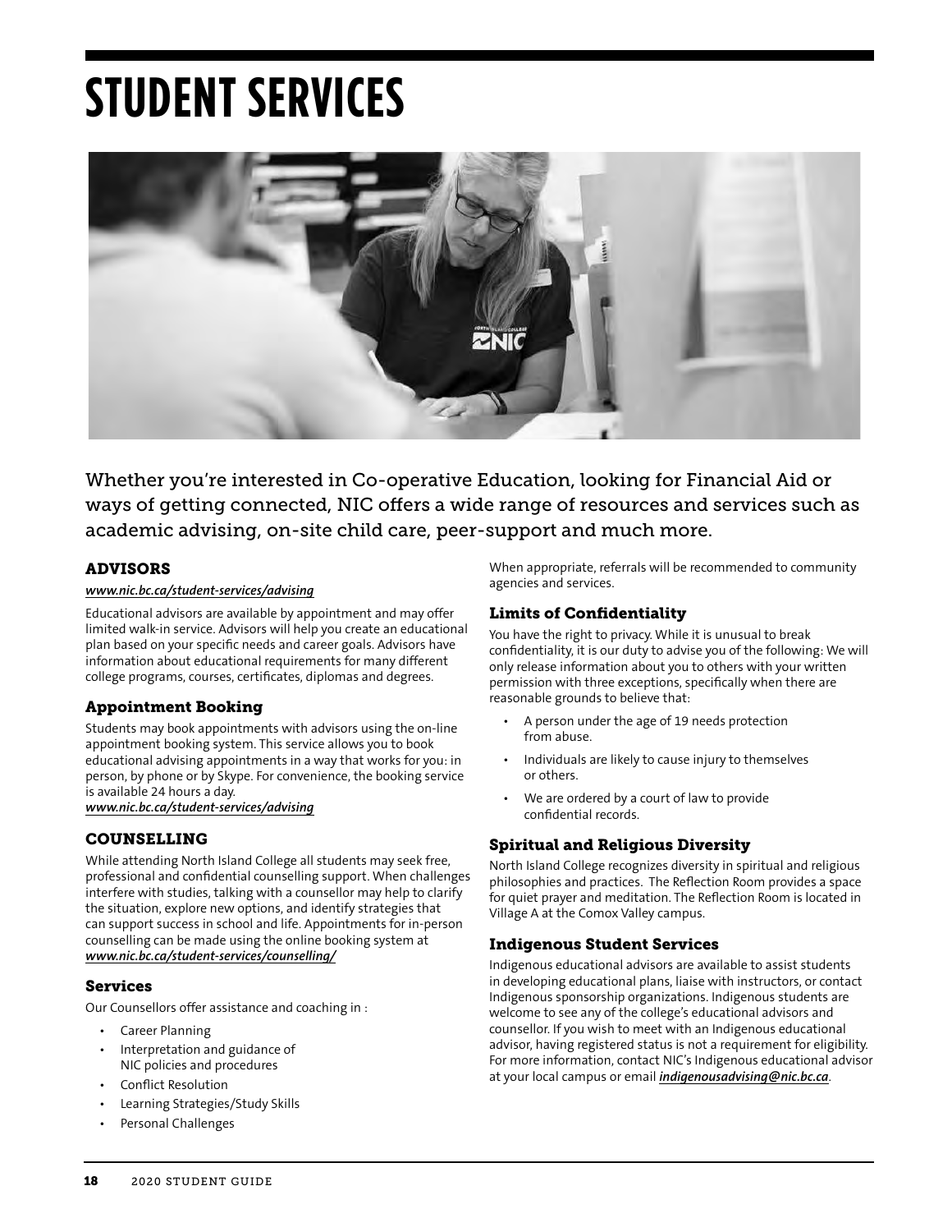# STUDENT SERVICES

Whether you're interested in Co-operative Education, looking for Financial Aid or ways of getting connected, NIC offers a wide range of resources and services such as academic advising, on-site child care, peer-support and much more.

## ADVISORS

***www.nic.bc.ca/student-services/advising***

Educational advisors are available by appointment and may offer limited walk-in service. Advisors will help you create an educational plan based on your specific needs and career goals. Advisors have information about educational requirements for many different college programs, courses, certificates, diplomas and degrees.

### Appointment Booking

Students may book appointments with advisors using the on-line appointment booking system. This service allows you to book educational advising appointments in a way that works for you: in person, by phone or by Skype. For convenience, the booking service is available 24 hours a day.
***www.nic.bc.ca/student-services/advising***

## COUNSELLING

While attending North Island College all students may seek free, professional and confidential counselling support. When challenges interfere with studies, talking with a counsellor may help to clarify the situation, explore new options, and identify strategies that can support success in school and life. Appointments for in-person counselling can be made using the online booking system at ***www.nic.bc.ca/student-services/counselling/***

### Services

Our Counsellors offer assistance and coaching in :

- Career Planning
- Interpretation and guidance of NIC policies and procedures
- Conflict Resolution
- Learning Strategies/Study Skills
- Personal Challenges

When appropriate, referrals will be recommended to community agencies and services.

### Limits of Confidentiality

You have the right to privacy. While it is unusual to break confidentiality, it is our duty to advise you of the following: We will only release information about you to others with your written permission with three exceptions, specifically when there are reasonable grounds to believe that:

- A person under the age of 19 needs protection from abuse.
- Individuals are likely to cause injury to themselves or others.
- We are ordered by a court of law to provide confidential records.

### Spiritual and Religious Diversity

North Island College recognizes diversity in spiritual and religious philosophies and practices. The Reflection Room provides a space for quiet prayer and meditation. The Reflection Room is located in Village A at the Comox Valley campus.

### Indigenous Student Services

Indigenous educational advisors are available to assist students in developing educational plans, liaise with instructors, or contact Indigenous sponsorship organizations. Indigenous students are welcome to see any of the college's educational advisors and counsellor. If you wish to meet with an Indigenous educational advisor, having registered status is not a requirement for eligibility. For more information, contact NIC's Indigenous educational advisor at your local campus or email ***indigenousadvising@nic.bc.ca***.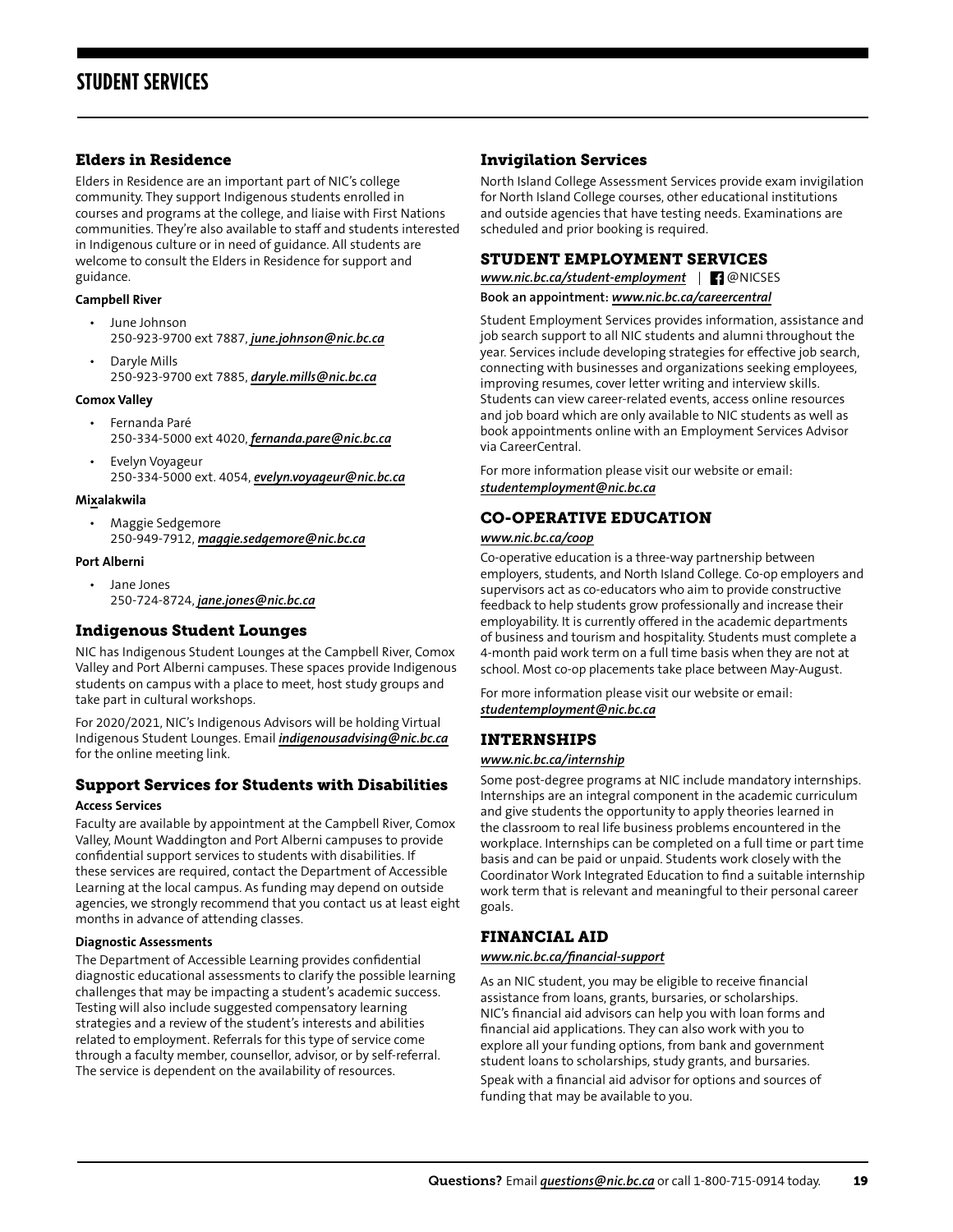# STUDENT SERVICES

## Elders in Residence

Elders in Residence are an important part of NIC's college community. They support Indigenous students enrolled in courses and programs at the college, and liaise with First Nations communities. They're also available to staff and students interested in Indigenous culture or in need of guidance. All students are welcome to consult the Elders in Residence for support and guidance.

**Campbell River**

- June Johnson
  250-923-9700 ext 7887, ***june.johnson@nic.bc.ca***
- Daryle Mills
  250-923-9700 ext 7885, ***daryle.mills@nic.bc.ca***

**Comox Valley**

- Fernanda Paré
  250-334-5000 ext 4020, ***fernanda.pare@nic.bc.ca***
- Evelyn Voyageur
  250-334-5000 ext. 4054, ***evelyn.voyageur@nic.bc.ca***

**Mixalakwila**

- Maggie Sedgemore
  250-949-7912, ***maggie.sedgemore@nic.bc.ca***

**Port Alberni**

- Jane Jones
  250-724-8724, ***jane.jones@nic.bc.ca***

## Indigenous Student Lounges

NIC has Indigenous Student Lounges at the Campbell River, Comox Valley and Port Alberni campuses. These spaces provide Indigenous students on campus with a place to meet, host study groups and take part in cultural workshops.

For 2020/2021, NIC's Indigenous Advisors will be holding Virtual Indigenous Student Lounges. Email ***indigenousadvising@nic.bc.ca*** for the online meeting link.

## Support Services for Students with Disabilities

**Access Services**

Faculty are available by appointment at the Campbell River, Comox Valley, Mount Waddington and Port Alberni campuses to provide confidential support services to students with disabilities. If these services are required, contact the Department of Accessible Learning at the local campus. As funding may depend on outside agencies, we strongly recommend that you contact us at least eight months in advance of attending classes.

**Diagnostic Assessments**

The Department of Accessible Learning provides confidential diagnostic educational assessments to clarify the possible learning challenges that may be impacting a student's academic success. Testing will also include suggested compensatory learning strategies and a review of the student's interests and abilities related to employment. Referrals for this type of service come through a faculty member, counsellor, advisor, or by self-referral. The service is dependent on the availability of resources.

## Invigilation Services

North Island College Assessment Services provide exam invigilation for North Island College courses, other educational institutions and outside agencies that have testing needs. Examinations are scheduled and prior booking is required.

## STUDENT EMPLOYMENT SERVICES

***www.nic.bc.ca/student-employment*** | @NICSES

**Book an appointment: *www.nic.bc.ca/careercentral***

Student Employment Services provides information, assistance and job search support to all NIC students and alumni throughout the year. Services include developing strategies for effective job search, connecting with businesses and organizations seeking employees, improving resumes, cover letter writing and interview skills. Students can view career-related events, access online resources and job board which are only available to NIC students as well as book appointments online with an Employment Services Advisor via CareerCentral.

For more information please visit our website or email: ***studentemployment@nic.bc.ca***

## CO-OPERATIVE EDUCATION

***www.nic.bc.ca/coop***

Co-operative education is a three-way partnership between employers, students, and North Island College. Co-op employers and supervisors act as co-educators who aim to provide constructive feedback to help students grow professionally and increase their employability. It is currently offered in the academic departments of business and tourism and hospitality. Students must complete a 4-month paid work term on a full time basis when they are not at school. Most co-op placements take place between May-August.

For more information please visit our website or email: ***studentemployment@nic.bc.ca***

## INTERNSHIPS

***www.nic.bc.ca/internship***

Some post-degree programs at NIC include mandatory internships. Internships are an integral component in the academic curriculum and give students the opportunity to apply theories learned in the classroom to real life business problems encountered in the workplace. Internships can be completed on a full time or part time basis and can be paid or unpaid. Students work closely with the Coordinator Work Integrated Education to find a suitable internship work term that is relevant and meaningful to their personal career goals.

## FINANCIAL AID

***www.nic.bc.ca/financial-support***

As an NIC student, you may be eligible to receive financial assistance from loans, grants, bursaries, or scholarships. NIC's financial aid advisors can help you with loan forms and financial aid applications. They can also work with you to explore all your funding options, from bank and government student loans to scholarships, study grants, and bursaries.

Speak with a financial aid advisor for options and sources of funding that may be available to you.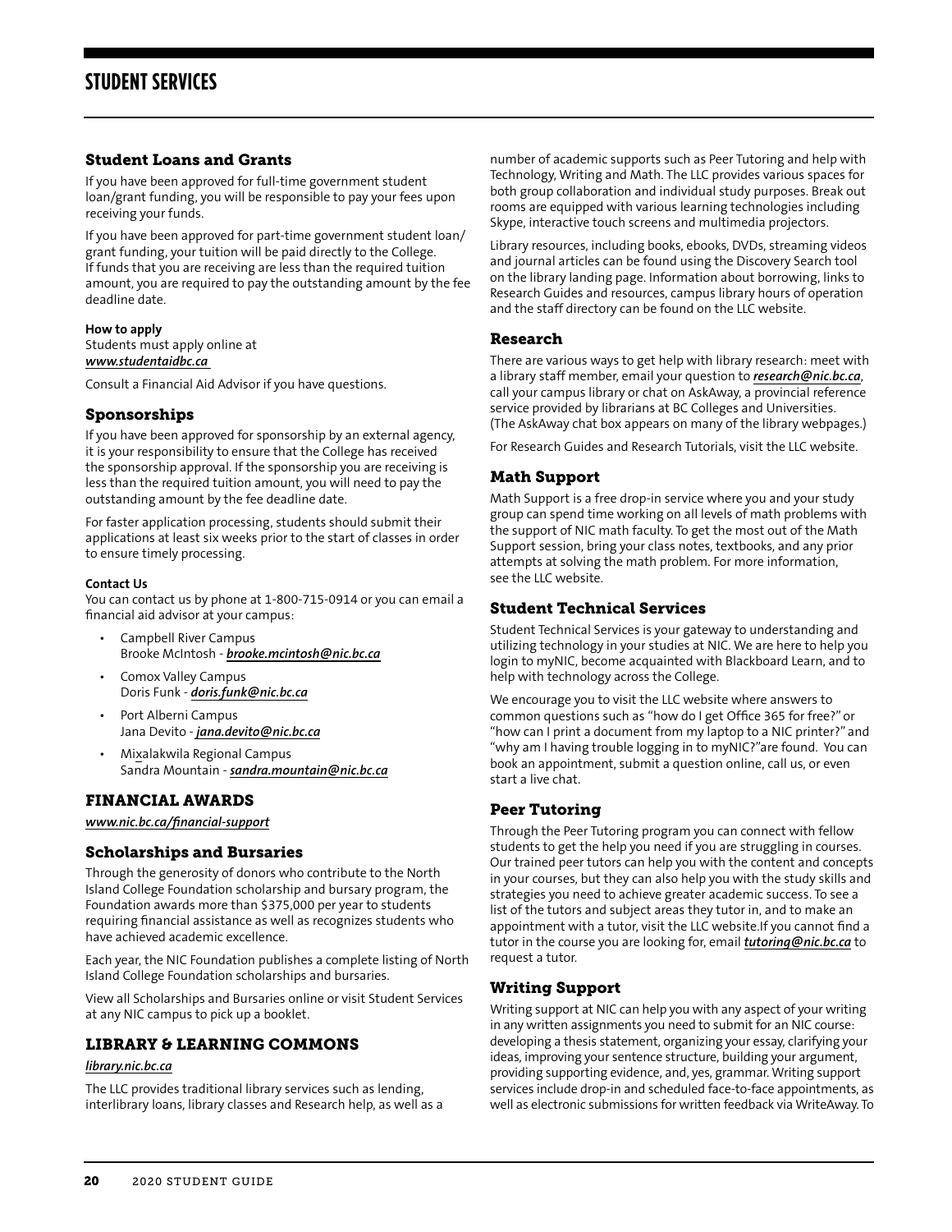# STUDENT SERVICES

## Student Loans and Grants

If you have been approved for full-time government student loan/grant funding, you will be responsible to pay your fees upon receiving your funds.

If you have been approved for part-time government student loan/grant funding, your tuition will be paid directly to the College. If funds that you are receiving are less than the required tuition amount, you are required to pay the outstanding amount by the fee deadline date.

**How to apply**
Students must apply online at
***www.studentaidbc.ca***

Consult a Financial Aid Advisor if you have questions.

## Sponsorships

If you have been approved for sponsorship by an external agency, it is your responsibility to ensure that the College has received the sponsorship approval. If the sponsorship you are receiving is less than the required tuition amount, you will need to pay the outstanding amount by the fee deadline date.

For faster application processing, students should submit their applications at least six weeks prior to the start of classes in order to ensure timely processing.

**Contact Us**
You can contact us by phone at 1-800-715-0914 or you can email a financial aid advisor at your campus:

- Campbell River Campus
  Brooke McIntosh - ***brooke.mcintosh@nic.bc.ca***
- Comox Valley Campus
  Doris Funk - ***doris.funk@nic.bc.ca***
- Port Alberni Campus
  Jana Devito - ***jana.devito@nic.bc.ca***
- Mix̱alakwila Regional Campus
  Sandra Mountain - ***sandra.mountain@nic.bc.ca***

## FINANCIAL AWARDS

***www.nic.bc.ca/financial-support***

## Scholarships and Bursaries

Through the generosity of donors who contribute to the North Island College Foundation scholarship and bursary program, the Foundation awards more than $375,000 per year to students requiring financial assistance as well as recognizes students who have achieved academic excellence.

Each year, the NIC Foundation publishes a complete listing of North Island College Foundation scholarships and bursaries.

View all Scholarships and Bursaries online or visit Student Services at any NIC campus to pick up a booklet.

## LIBRARY & LEARNING COMMONS

***library.nic.bc.ca***

The LLC provides traditional library services such as lending, interlibrary loans, library classes and Research help, as well as a number of academic supports such as Peer Tutoring and help with Technology, Writing and Math. The LLC provides various spaces for both group collaboration and individual study purposes. Break out rooms are equipped with various learning technologies including Skype, interactive touch screens and multimedia projectors.

Library resources, including books, ebooks, DVDs, streaming videos and journal articles can be found using the Discovery Search tool on the library landing page. Information about borrowing, links to Research Guides and resources, campus library hours of operation and the staff directory can be found on the LLC website.

## Research

There are various ways to get help with library research: meet with a library staff member, email your question to ***research@nic.bc.ca***, call your campus library or chat on AskAway, a provincial reference service provided by librarians at BC Colleges and Universities. (The AskAway chat box appears on many of the library webpages.)

For Research Guides and Research Tutorials, visit the LLC website.

## Math Support

Math Support is a free drop-in service where you and your study group can spend time working on all levels of math problems with the support of NIC math faculty. To get the most out of the Math Support session, bring your class notes, textbooks, and any prior attempts at solving the math problem. For more information, see the LLC website.

## Student Technical Services

Student Technical Services is your gateway to understanding and utilizing technology in your studies at NIC. We are here to help you login to myNIC, become acquainted with Blackboard Learn, and to help with technology across the College.

We encourage you to visit the LLC website where answers to common questions such as "how do I get Office 365 for free?" or "how can I print a document from my laptop to a NIC printer?" and "why am I having trouble logging in to myNIC?"are found. You can book an appointment, submit a question online, call us, or even start a live chat.

## Peer Tutoring

Through the Peer Tutoring program you can connect with fellow students to get the help you need if you are struggling in courses. Our trained peer tutors can help you with the content and concepts in your courses, but they can also help you with the study skills and strategies you need to achieve greater academic success. To see a list of the tutors and subject areas they tutor in, and to make an appointment with a tutor, visit the LLC website.If you cannot find a tutor in the course you are looking for, email ***tutoring@nic.bc.ca*** to request a tutor.

## Writing Support

Writing support at NIC can help you with any aspect of your writing in any written assignments you need to submit for an NIC course: developing a thesis statement, organizing your essay, clarifying your ideas, improving your sentence structure, building your argument, providing supporting evidence, and, yes, grammar. Writing support services include drop-in and scheduled face-to-face appointments, as well as electronic submissions for written feedback via WriteAway. To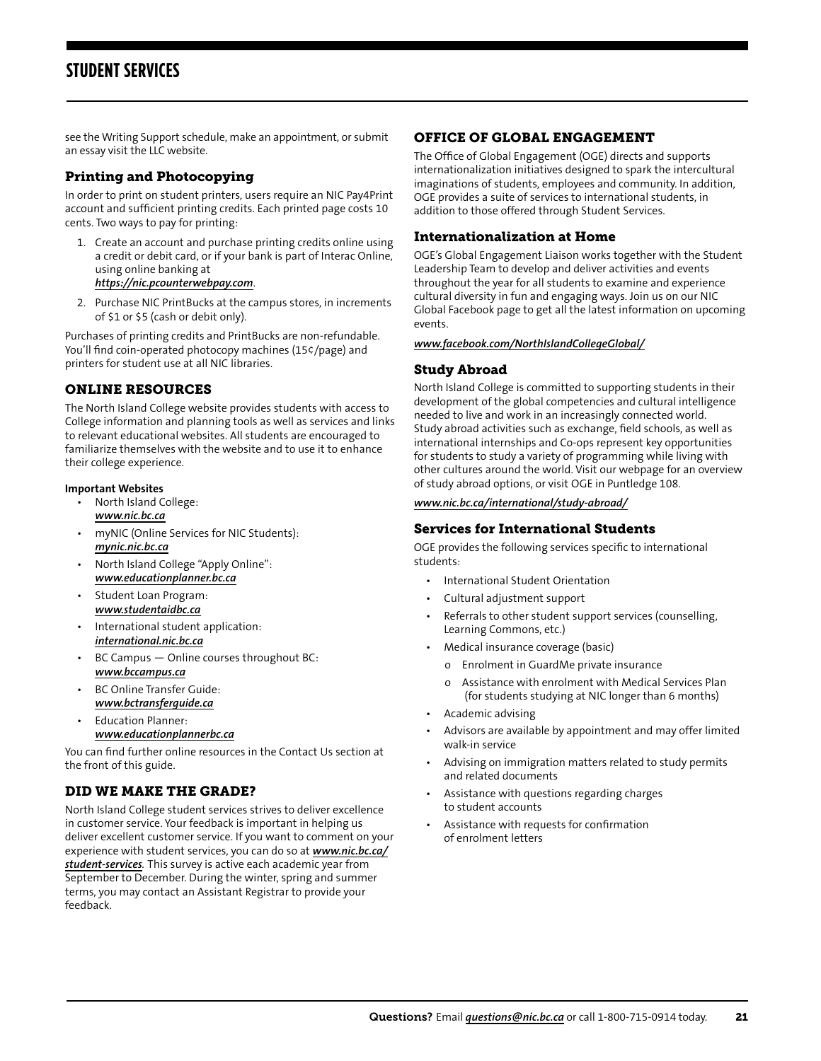see the Writing Support schedule, make an appointment, or submit an essay visit the LLC website.

### Printing and Photocopying

In order to print on student printers, users require an NIC Pay4Print account and sufficient printing credits. Each printed page costs 10 cents. Two ways to pay for printing:

1. Create an account and purchase printing credits online using a credit or debit card, or if your bank is part of Interac Online, using online banking at ***https://nic.pcounterwebpay.com***.
2. Purchase NIC PrintBucks at the campus stores, in increments of $1 or $5 (cash or debit only).

Purchases of printing credits and PrintBucks are non-refundable. You'll find coin-operated photocopy machines (15¢/page) and printers for student use at all NIC libraries.

## ONLINE RESOURCES

The North Island College website provides students with access to College information and planning tools as well as services and links to relevant educational websites. All students are encouraged to familiarize themselves with the website and to use it to enhance their college experience.

**Important Websites**

- North Island College: ***www.nic.bc.ca***
- myNIC (Online Services for NIC Students): ***mynic.nic.bc.ca***
- North Island College "Apply Online": ***www.educationplanner.bc.ca***
- Student Loan Program: ***www.studentaidbc.ca***
- International student application: ***international.nic.bc.ca***
- BC Campus — Online courses throughout BC: ***www.bccampus.ca***
- BC Online Transfer Guide: ***www.bctransferguide.ca***
- Education Planner: ***www.educationplannerbc.ca***

You can find further online resources in the Contact Us section at the front of this guide.

## DID WE MAKE THE GRADE?

North Island College student services strives to deliver excellence in customer service. Your feedback is important in helping us deliver excellent customer service. If you want to comment on your experience with student services, you can do so at ***www.nic.bc.ca/student-services***. This survey is active each academic year from September to December. During the winter, spring and summer terms, you may contact an Assistant Registrar to provide your feedback.

## OFFICE OF GLOBAL ENGAGEMENT

The Office of Global Engagement (OGE) directs and supports internationalization initiatives designed to spark the intercultural imaginations of students, employees and community. In addition, OGE provides a suite of services to international students, in addition to those offered through Student Services.

### Internationalization at Home

OGE's Global Engagement Liaison works together with the Student Leadership Team to develop and deliver activities and events throughout the year for all students to examine and experience cultural diversity in fun and engaging ways. Join us on our NIC Global Facebook page to get all the latest information on upcoming events.

***www.facebook.com/NorthIslandCollegeGlobal/***

### Study Abroad

North Island College is committed to supporting students in their development of the global competencies and cultural intelligence needed to live and work in an increasingly connected world. Study abroad activities such as exchange, field schools, as well as international internships and Co-ops represent key opportunities for students to study a variety of programming while living with other cultures around the world. Visit our webpage for an overview of study abroad options, or visit OGE in Puntledge 108.

***www.nic.bc.ca/international/study-abroad/***

### Services for International Students

OGE provides the following services specific to international students:

- International Student Orientation
- Cultural adjustment support
- Referrals to other student support services (counselling, Learning Commons, etc.)
- Medical insurance coverage (basic)
  - Enrolment in GuardMe private insurance
  - Assistance with enrolment with Medical Services Plan (for students studying at NIC longer than 6 months)
- Academic advising
- Advisors are available by appointment and may offer limited walk-in service
- Advising on immigration matters related to study permits and related documents
- Assistance with questions regarding charges to student accounts
- Assistance with requests for confirmation of enrolment letters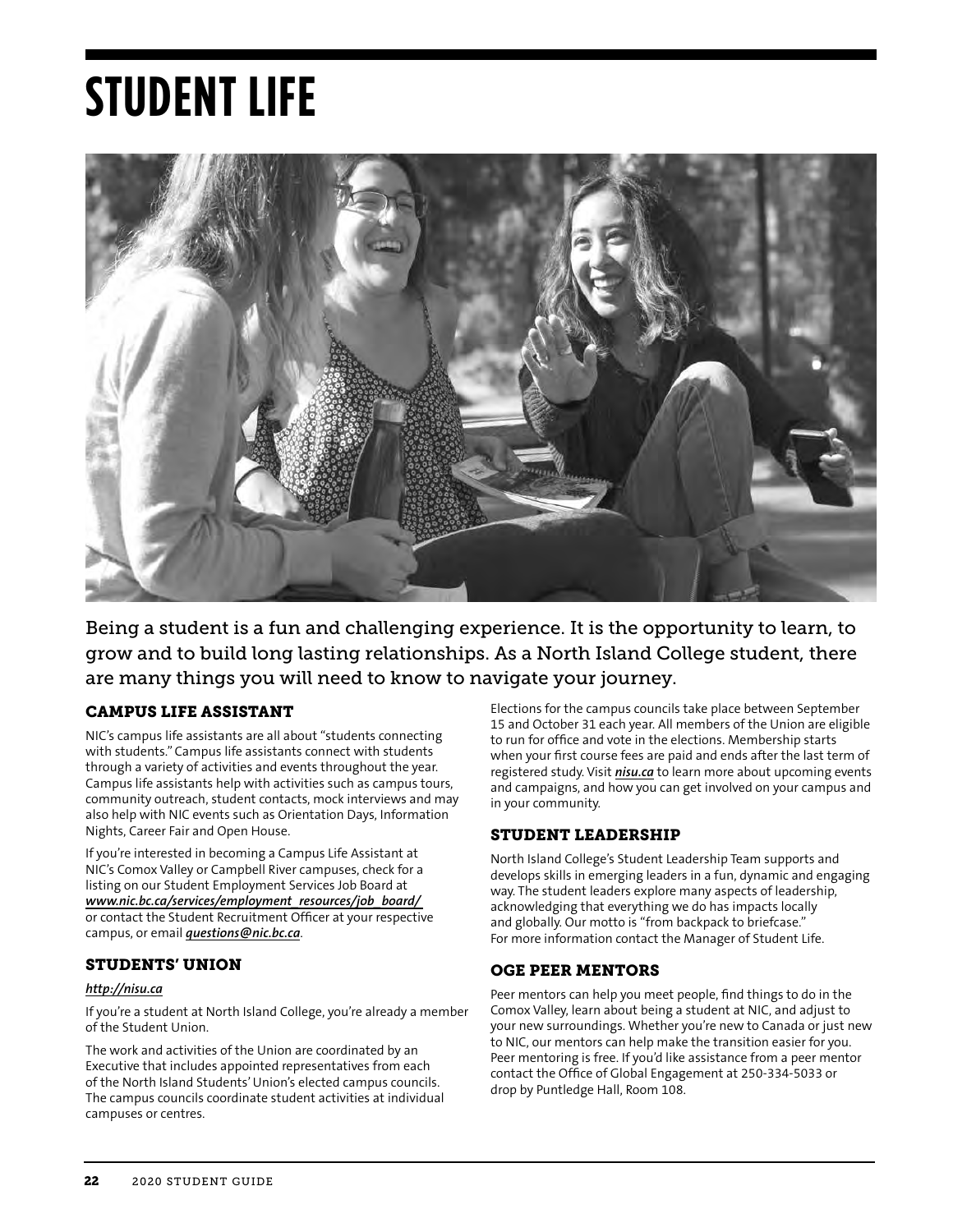# STUDENT LIFE

Being a student is a fun and challenging experience. It is the opportunity to learn, to grow and to build long lasting relationships. As a North Island College student, there are many things you will need to know to navigate your journey.

## CAMPUS LIFE ASSISTANT

NIC's campus life assistants are all about "students connecting with students." Campus life assistants connect with students through a variety of activities and events throughout the year. Campus life assistants help with activities such as campus tours, community outreach, student contacts, mock interviews and may also help with NIC events such as Orientation Days, Information Nights, Career Fair and Open House.

If you're interested in becoming a Campus Life Assistant at NIC's Comox Valley or Campbell River campuses, check for a listing on our Student Employment Services Job Board at ***www.nic.bc.ca/services/employment_resources/job_board/*** or contact the Student Recruitment Officer at your respective campus, or email ***questions@nic.bc.ca***.

## STUDENTS' UNION

***http://nisu.ca***

If you're a student at North Island College, you're already a member of the Student Union.

The work and activities of the Union are coordinated by an Executive that includes appointed representatives from each of the North Island Students' Union's elected campus councils. The campus councils coordinate student activities at individual campuses or centres.

Elections for the campus councils take place between September 15 and October 31 each year. All members of the Union are eligible to run for office and vote in the elections. Membership starts when your first course fees are paid and ends after the last term of registered study. Visit ***nisu.ca*** to learn more about upcoming events and campaigns, and how you can get involved on your campus and in your community.

## STUDENT LEADERSHIP

North Island College's Student Leadership Team supports and develops skills in emerging leaders in a fun, dynamic and engaging way. The student leaders explore many aspects of leadership, acknowledging that everything we do has impacts locally and globally. Our motto is "from backpack to briefcase." For more information contact the Manager of Student Life.

## OGE PEER MENTORS

Peer mentors can help you meet people, find things to do in the Comox Valley, learn about being a student at NIC, and adjust to your new surroundings. Whether you're new to Canada or just new to NIC, our mentors can help make the transition easier for you. Peer mentoring is free. If you'd like assistance from a peer mentor contact the Office of Global Engagement at 250-334-5033 or drop by Puntledge Hall, Room 108.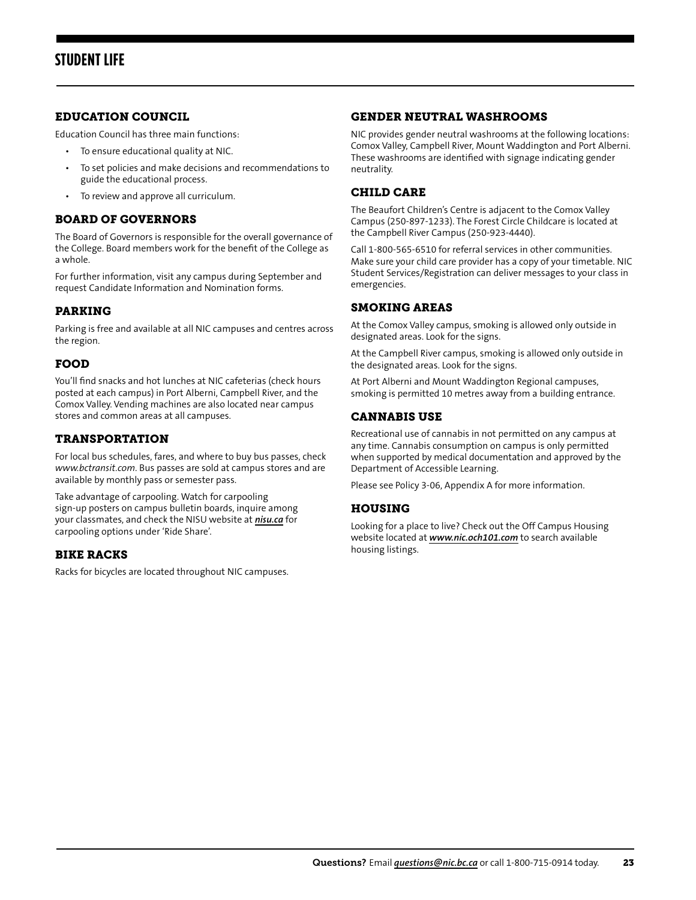# STUDENT LIFE

## EDUCATION COUNCIL

Education Council has three main functions:

- To ensure educational quality at NIC.
- To set policies and make decisions and recommendations to guide the educational process.
- To review and approve all curriculum.

## BOARD OF GOVERNORS

The Board of Governors is responsible for the overall governance of the College. Board members work for the benefit of the College as a whole.

For further information, visit any campus during September and request Candidate Information and Nomination forms.

## PARKING

Parking is free and available at all NIC campuses and centres across the region.

## FOOD

You'll find snacks and hot lunches at NIC cafeterias (check hours posted at each campus) in Port Alberni, Campbell River, and the Comox Valley. Vending machines are also located near campus stores and common areas at all campuses.

## TRANSPORTATION

For local bus schedules, fares, and where to buy bus passes, check *www.bctransit.com*. Bus passes are sold at campus stores and are available by monthly pass or semester pass.

Take advantage of carpooling. Watch for carpooling sign-up posters on campus bulletin boards, inquire among your classmates, and check the NISU website at ***nisu.ca*** for carpooling options under 'Ride Share'.

## BIKE RACKS

Racks for bicycles are located throughout NIC campuses.

## GENDER NEUTRAL WASHROOMS

NIC provides gender neutral washrooms at the following locations: Comox Valley, Campbell River, Mount Waddington and Port Alberni. These washrooms are identified with signage indicating gender neutrality.

## CHILD CARE

The Beaufort Children's Centre is adjacent to the Comox Valley Campus (250-897-1233). The Forest Circle Childcare is located at the Campbell River Campus (250-923-4440).

Call 1-800-565-6510 for referral services in other communities. Make sure your child care provider has a copy of your timetable. NIC Student Services/Registration can deliver messages to your class in emergencies.

## SMOKING AREAS

At the Comox Valley campus, smoking is allowed only outside in designated areas. Look for the signs.

At the Campbell River campus, smoking is allowed only outside in the designated areas. Look for the signs.

At Port Alberni and Mount Waddington Regional campuses, smoking is permitted 10 metres away from a building entrance.

## CANNABIS USE

Recreational use of cannabis in not permitted on any campus at any time. Cannabis consumption on campus is only permitted when supported by medical documentation and approved by the Department of Accessible Learning.

Please see Policy 3-06, Appendix A for more information.

## HOUSING

Looking for a place to live? Check out the Off Campus Housing website located at ***www.nic.och101.com*** to search available housing listings.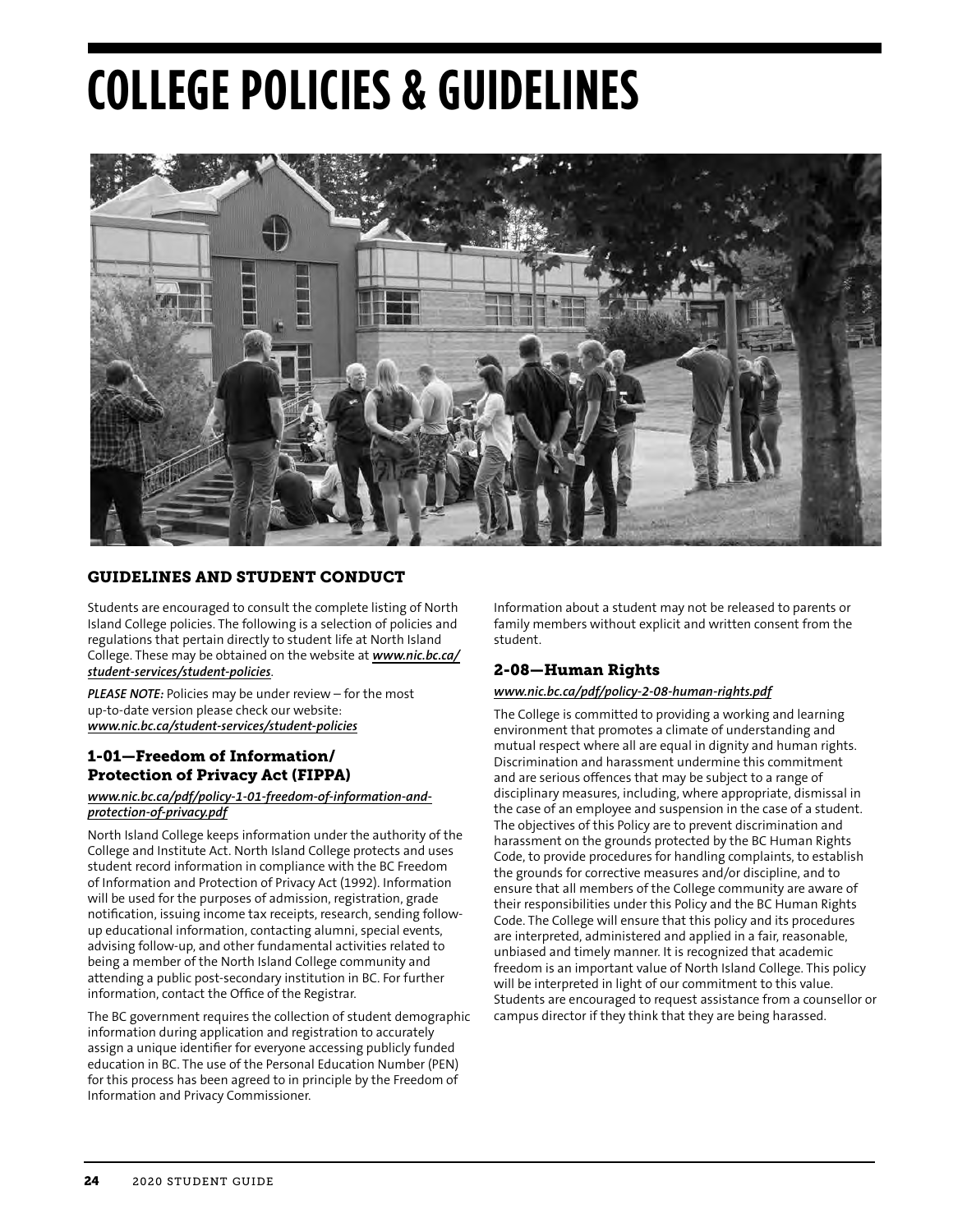# COLLEGE POLICIES & GUIDELINES

## GUIDELINES AND STUDENT CONDUCT

Students are encouraged to consult the complete listing of North Island College policies. The following is a selection of policies and regulations that pertain directly to student life at North Island College. These may be obtained on the website at ***www.nic.bc.ca/student-services/student-policies***.

***PLEASE NOTE:*** Policies may be under review – for the most up-to-date version please check our website: ***www.nic.bc.ca/student-services/student-policies***

### 1-01—Freedom of Information/ Protection of Privacy Act (FIPPA)

***www.nic.bc.ca/pdf/policy-1-01-freedom-of-information-and-protection-of-privacy.pdf***

North Island College keeps information under the authority of the College and Institute Act. North Island College protects and uses student record information in compliance with the BC Freedom of Information and Protection of Privacy Act (1992). Information will be used for the purposes of admission, registration, grade notification, issuing income tax receipts, research, sending follow-up educational information, contacting alumni, special events, advising follow-up, and other fundamental activities related to being a member of the North Island College community and attending a public post-secondary institution in BC. For further information, contact the Office of the Registrar.

The BC government requires the collection of student demographic information during application and registration to accurately assign a unique identifier for everyone accessing publicly funded education in BC. The use of the Personal Education Number (PEN) for this process has been agreed to in principle by the Freedom of Information and Privacy Commissioner.

Information about a student may not be released to parents or family members without explicit and written consent from the student.

### 2-08—Human Rights

***www.nic.bc.ca/pdf/policy-2-08-human-rights.pdf***

The College is committed to providing a working and learning environment that promotes a climate of understanding and mutual respect where all are equal in dignity and human rights. Discrimination and harassment undermine this commitment and are serious offences that may be subject to a range of disciplinary measures, including, where appropriate, dismissal in the case of an employee and suspension in the case of a student. The objectives of this Policy are to prevent discrimination and harassment on the grounds protected by the BC Human Rights Code, to provide procedures for handling complaints, to establish the grounds for corrective measures and/or discipline, and to ensure that all members of the College community are aware of their responsibilities under this Policy and the BC Human Rights Code. The College will ensure that this policy and its procedures are interpreted, administered and applied in a fair, reasonable, unbiased and timely manner. It is recognized that academic freedom is an important value of North Island College. This policy will be interpreted in light of our commitment to this value. Students are encouraged to request assistance from a counsellor or campus director if they think that they are being harassed.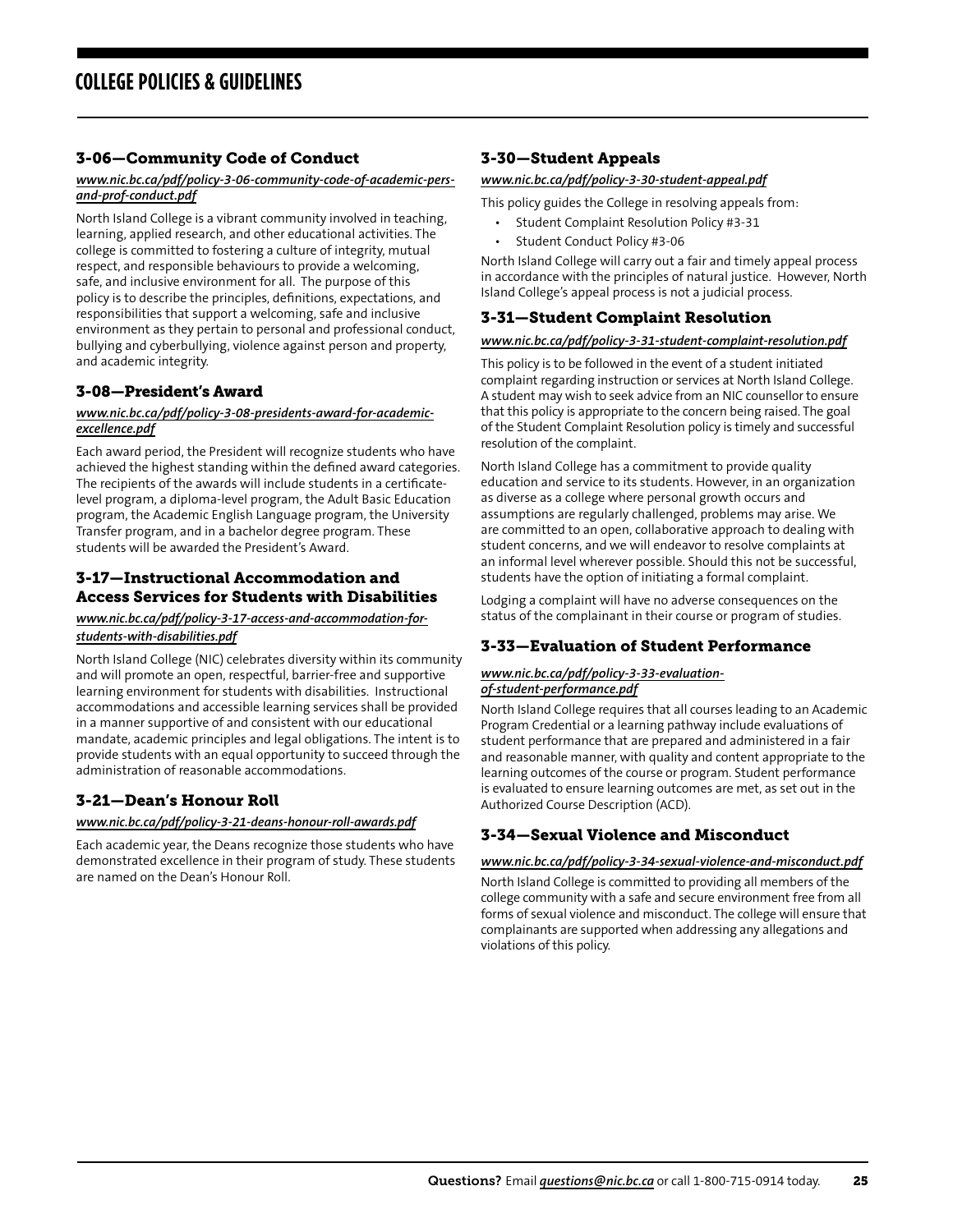# COLLEGE POLICIES & GUIDELINES

## 3-06—Community Code of Conduct

***www.nic.bc.ca/pdf/policy-3-06-community-code-of-academic-pers-and-prof-conduct.pdf***

North Island College is a vibrant community involved in teaching, learning, applied research, and other educational activities. The college is committed to fostering a culture of integrity, mutual respect, and responsible behaviours to provide a welcoming, safe, and inclusive environment for all. The purpose of this policy is to describe the principles, definitions, expectations, and responsibilities that support a welcoming, safe and inclusive environment as they pertain to personal and professional conduct, bullying and cyberbullying, violence against person and property, and academic integrity.

## 3-08—President's Award

***www.nic.bc.ca/pdf/policy-3-08-presidents-award-for-academic-excellence.pdf***

Each award period, the President will recognize students who have achieved the highest standing within the defined award categories. The recipients of the awards will include students in a certificate-level program, a diploma-level program, the Adult Basic Education program, the Academic English Language program, the University Transfer program, and in a bachelor degree program. These students will be awarded the President's Award.

## 3-17—Instructional Accommodation and Access Services for Students with Disabilities

***www.nic.bc.ca/pdf/policy-3-17-access-and-accommodation-for-students-with-disabilities.pdf***

North Island College (NIC) celebrates diversity within its community and will promote an open, respectful, barrier-free and supportive learning environment for students with disabilities. Instructional accommodations and accessible learning services shall be provided in a manner supportive of and consistent with our educational mandate, academic principles and legal obligations. The intent is to provide students with an equal opportunity to succeed through the administration of reasonable accommodations.

## 3-21—Dean's Honour Roll

***www.nic.bc.ca/pdf/policy-3-21-deans-honour-roll-awards.pdf***

Each academic year, the Deans recognize those students who have demonstrated excellence in their program of study. These students are named on the Dean's Honour Roll.

## 3-30—Student Appeals

***www.nic.bc.ca/pdf/policy-3-30-student-appeal.pdf***

This policy guides the College in resolving appeals from:

- Student Complaint Resolution Policy #3-31
- Student Conduct Policy #3-06

North Island College will carry out a fair and timely appeal process in accordance with the principles of natural justice. However, North Island College's appeal process is not a judicial process.

## 3-31—Student Complaint Resolution

***www.nic.bc.ca/pdf/policy-3-31-student-complaint-resolution.pdf***

This policy is to be followed in the event of a student initiated complaint regarding instruction or services at North Island College. A student may wish to seek advice from an NIC counsellor to ensure that this policy is appropriate to the concern being raised. The goal of the Student Complaint Resolution policy is timely and successful resolution of the complaint.

North Island College has a commitment to provide quality education and service to its students. However, in an organization as diverse as a college where personal growth occurs and assumptions are regularly challenged, problems may arise. We are committed to an open, collaborative approach to dealing with student concerns, and we will endeavor to resolve complaints at an informal level wherever possible. Should this not be successful, students have the option of initiating a formal complaint.

Lodging a complaint will have no adverse consequences on the status of the complainant in their course or program of studies.

## 3-33—Evaluation of Student Performance

***www.nic.bc.ca/pdf/policy-3-33-evaluation-of-student-performance.pdf***

North Island College requires that all courses leading to an Academic Program Credential or a learning pathway include evaluations of student performance that are prepared and administered in a fair and reasonable manner, with quality and content appropriate to the learning outcomes of the course or program. Student performance is evaluated to ensure learning outcomes are met, as set out in the Authorized Course Description (ACD).

## 3-34—Sexual Violence and Misconduct

***www.nic.bc.ca/pdf/policy-3-34-sexual-violence-and-misconduct.pdf***

North Island College is committed to providing all members of the college community with a safe and secure environment free from all forms of sexual violence and misconduct. The college will ensure that complainants are supported when addressing any allegations and violations of this policy.

**Questions?** Email ***questions@nic.bc.ca*** or call 1-800-715-0914 today.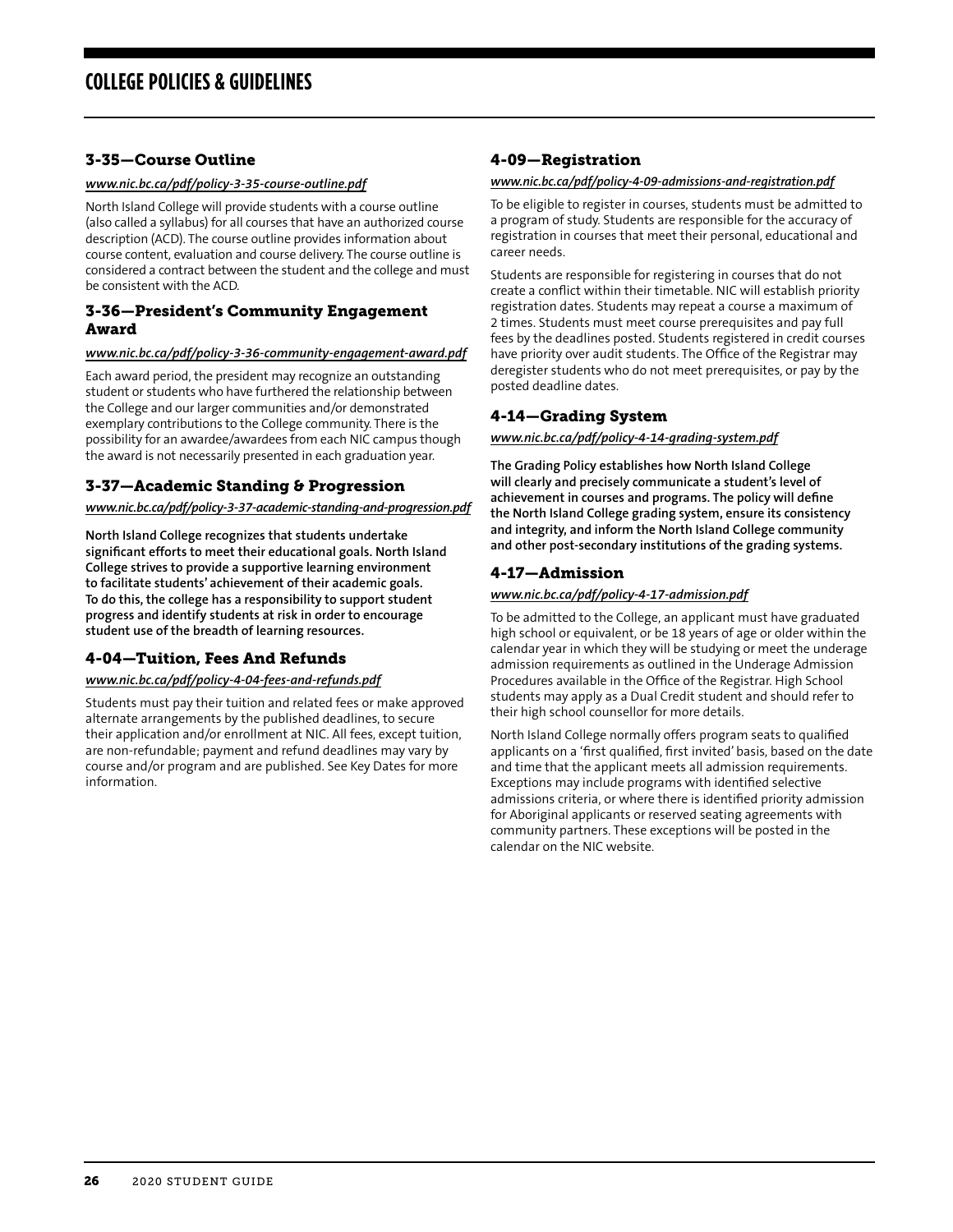# COLLEGE POLICIES & GUIDELINES

### 3-35—Course Outline

***www.nic.bc.ca/pdf/policy-3-35-course-outline.pdf***

North Island College will provide students with a course outline (also called a syllabus) for all courses that have an authorized course description (ACD). The course outline provides information about course content, evaluation and course delivery. The course outline is considered a contract between the student and the college and must be consistent with the ACD.

### 3-36—President's Community Engagement Award

***www.nic.bc.ca/pdf/policy-3-36-community-engagement-award.pdf***

Each award period, the president may recognize an outstanding student or students who have furthered the relationship between the College and our larger communities and/or demonstrated exemplary contributions to the College community. There is the possibility for an awardee/awardees from each NIC campus though the award is not necessarily presented in each graduation year.

### 3-37—Academic Standing & Progression

***www.nic.bc.ca/pdf/policy-3-37-academic-standing-and-progression.pdf***

**North Island College recognizes that students undertake significant efforts to meet their educational goals. North Island College strives to provide a supportive learning environment to facilitate students' achievement of their academic goals. To do this, the college has a responsibility to support student progress and identify students at risk in order to encourage student use of the breadth of learning resources.**

### 4-04—Tuition, Fees And Refunds

***www.nic.bc.ca/pdf/policy-4-04-fees-and-refunds.pdf***

Students must pay their tuition and related fees or make approved alternate arrangements by the published deadlines, to secure their application and/or enrollment at NIC. All fees, except tuition, are non-refundable; payment and refund deadlines may vary by course and/or program and are published. See Key Dates for more information.

### 4-09—Registration

***www.nic.bc.ca/pdf/policy-4-09-admissions-and-registration.pdf***

To be eligible to register in courses, students must be admitted to a program of study. Students are responsible for the accuracy of registration in courses that meet their personal, educational and career needs.

Students are responsible for registering in courses that do not create a conflict within their timetable. NIC will establish priority registration dates. Students may repeat a course a maximum of 2 times. Students must meet course prerequisites and pay full fees by the deadlines posted. Students registered in credit courses have priority over audit students. The Office of the Registrar may deregister students who do not meet prerequisites, or pay by the posted deadline dates.

### 4-14—Grading System

***www.nic.bc.ca/pdf/policy-4-14-grading-system.pdf***

**The Grading Policy establishes how North Island College will clearly and precisely communicate a student's level of achievement in courses and programs. The policy will define the North Island College grading system, ensure its consistency and integrity, and inform the North Island College community and other post-secondary institutions of the grading systems.**

### 4-17—Admission

***www.nic.bc.ca/pdf/policy-4-17-admission.pdf***

To be admitted to the College, an applicant must have graduated high school or equivalent, or be 18 years of age or older within the calendar year in which they will be studying or meet the underage admission requirements as outlined in the Underage Admission Procedures available in the Office of the Registrar. High School students may apply as a Dual Credit student and should refer to their high school counsellor for more details.

North Island College normally offers program seats to qualified applicants on a 'first qualified, first invited' basis, based on the date and time that the applicant meets all admission requirements. Exceptions may include programs with identified selective admissions criteria, or where there is identified priority admission for Aboriginal applicants or reserved seating agreements with community partners. These exceptions will be posted in the calendar on the NIC website.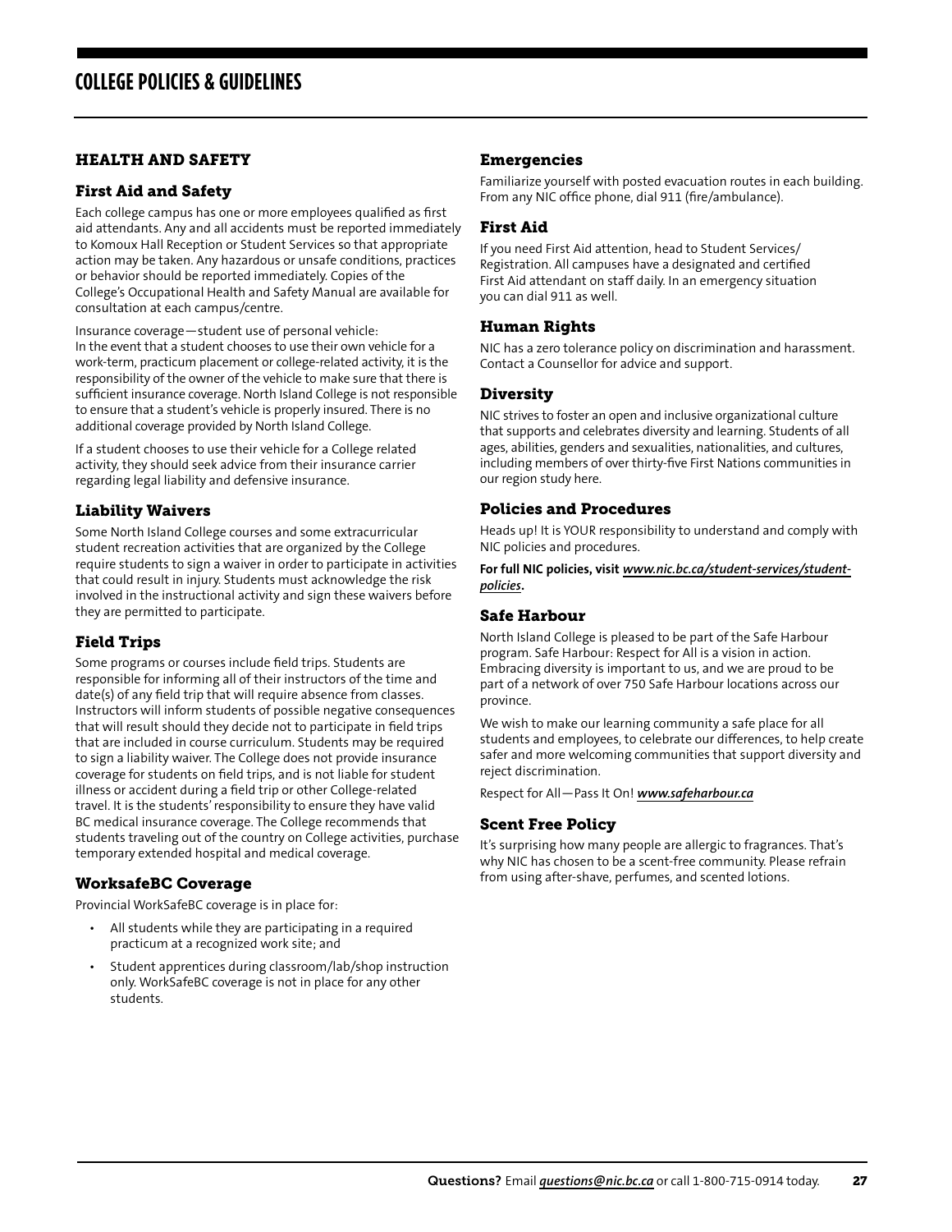# COLLEGE POLICIES & GUIDELINES

## HEALTH AND SAFETY

### First Aid and Safety

Each college campus has one or more employees qualified as first aid attendants. Any and all accidents must be reported immediately to Komoux Hall Reception or Student Services so that appropriate action may be taken. Any hazardous or unsafe conditions, practices or behavior should be reported immediately. Copies of the College's Occupational Health and Safety Manual are available for consultation at each campus/centre.

Insurance coverage—student use of personal vehicle:
In the event that a student chooses to use their own vehicle for a work-term, practicum placement or college-related activity, it is the responsibility of the owner of the vehicle to make sure that there is sufficient insurance coverage. North Island College is not responsible to ensure that a student's vehicle is properly insured. There is no additional coverage provided by North Island College.

If a student chooses to use their vehicle for a College related activity, they should seek advice from their insurance carrier regarding legal liability and defensive insurance.

### Liability Waivers

Some North Island College courses and some extracurricular student recreation activities that are organized by the College require students to sign a waiver in order to participate in activities that could result in injury. Students must acknowledge the risk involved in the instructional activity and sign these waivers before they are permitted to participate.

### Field Trips

Some programs or courses include field trips. Students are responsible for informing all of their instructors of the time and date(s) of any field trip that will require absence from classes. Instructors will inform students of possible negative consequences that will result should they decide not to participate in field trips that are included in course curriculum. Students may be required to sign a liability waiver. The College does not provide insurance coverage for students on field trips, and is not liable for student illness or accident during a field trip or other College-related travel. It is the students' responsibility to ensure they have valid BC medical insurance coverage. The College recommends that students traveling out of the country on College activities, purchase temporary extended hospital and medical coverage.

### WorksafeBC Coverage

Provincial WorkSafeBC coverage is in place for:

- All students while they are participating in a required practicum at a recognized work site; and
- Student apprentices during classroom/lab/shop instruction only. WorkSafeBC coverage is not in place for any other students.

### Emergencies

Familiarize yourself with posted evacuation routes in each building. From any NIC office phone, dial 911 (fire/ambulance).

### First Aid

If you need First Aid attention, head to Student Services/ Registration. All campuses have a designated and certified First Aid attendant on staff daily. In an emergency situation you can dial 911 as well.

### Human Rights

NIC has a zero tolerance policy on discrimination and harassment. Contact a Counsellor for advice and support.

### Diversity

NIC strives to foster an open and inclusive organizational culture that supports and celebrates diversity and learning. Students of all ages, abilities, genders and sexualities, nationalities, and cultures, including members of over thirty-five First Nations communities in our region study here.

### Policies and Procedures

Heads up! It is YOUR responsibility to understand and comply with NIC policies and procedures.

**For full NIC policies, visit *www.nic.bc.ca/student-services/student-policies*.**

### Safe Harbour

North Island College is pleased to be part of the Safe Harbour program. Safe Harbour: Respect for All is a vision in action. Embracing diversity is important to us, and we are proud to be part of a network of over 750 Safe Harbour locations across our province.

We wish to make our learning community a safe place for all students and employees, to celebrate our differences, to help create safer and more welcoming communities that support diversity and reject discrimination.

Respect for All—Pass It On! ***www.safeharbour.ca***

### Scent Free Policy

It's surprising how many people are allergic to fragrances. That's why NIC has chosen to be a scent-free community. Please refrain from using after-shave, perfumes, and scented lotions.

**Questions?** Email ***questions@nic.bc.ca*** or call 1-800-715-0914 today.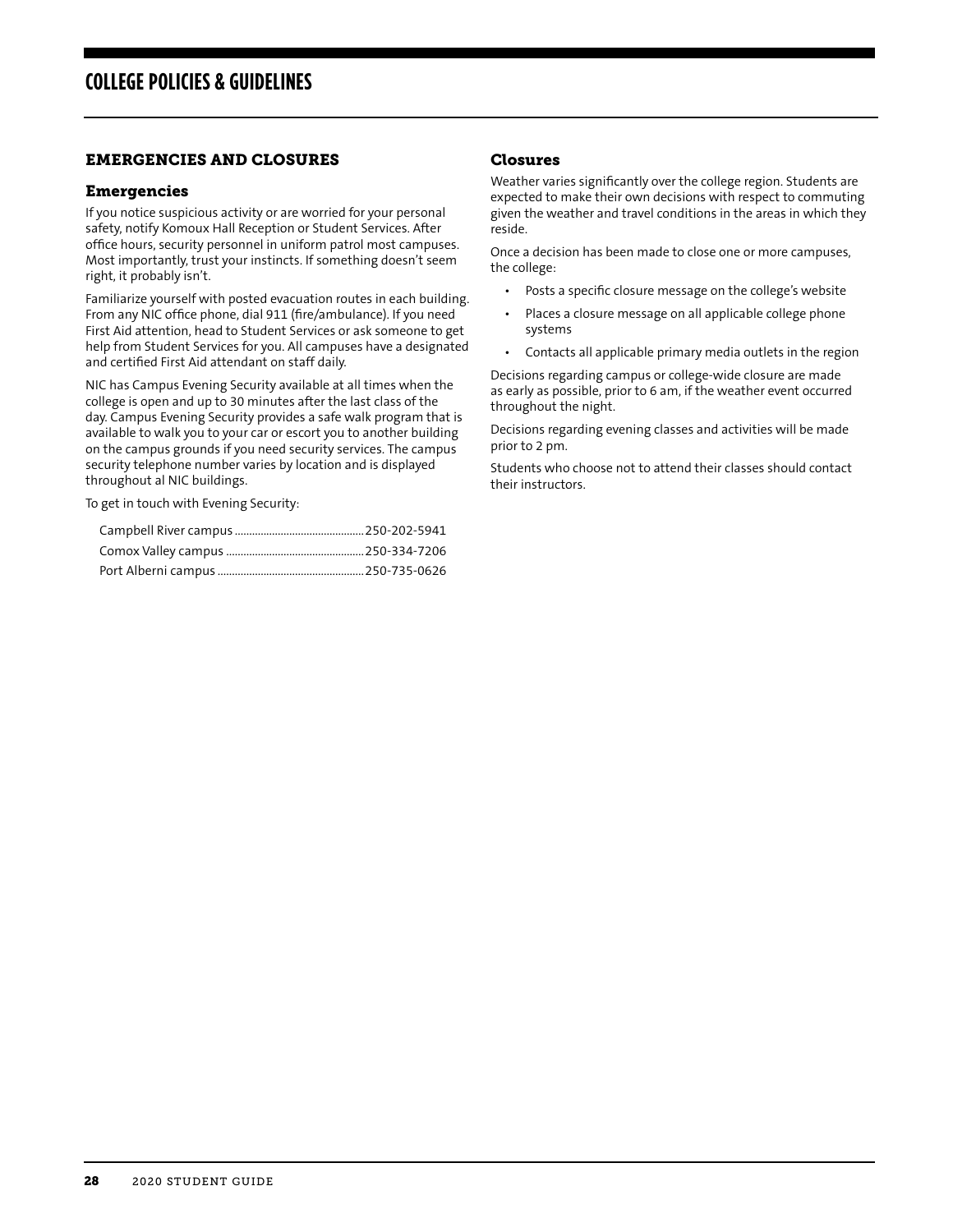# COLLEGE POLICIES & GUIDELINES

## EMERGENCIES AND CLOSURES

### Emergencies

If you notice suspicious activity or are worried for your personal safety, notify Komoux Hall Reception or Student Services. After office hours, security personnel in uniform patrol most campuses. Most importantly, trust your instincts. If something doesn't seem right, it probably isn't.

Familiarize yourself with posted evacuation routes in each building. From any NIC office phone, dial 911 (fire/ambulance). If you need First Aid attention, head to Student Services or ask someone to get help from Student Services for you. All campuses have a designated and certified First Aid attendant on staff daily.

NIC has Campus Evening Security available at all times when the college is open and up to 30 minutes after the last class of the day. Campus Evening Security provides a safe walk program that is available to walk you to your car or escort you to another building on the campus grounds if you need security services. The campus security telephone number varies by location and is displayed throughout al NIC buildings.

To get in touch with Evening Security:

Campbell River campus ............................................. 250-202-5941
Comox Valley campus ................................................ 250-334-7206
Port Alberni campus .................................................. 250-735-0626

### Closures

Weather varies significantly over the college region. Students are expected to make their own decisions with respect to commuting given the weather and travel conditions in the areas in which they reside.

Once a decision has been made to close one or more campuses, the college:

- Posts a specific closure message on the college's website
- Places a closure message on all applicable college phone systems
- Contacts all applicable primary media outlets in the region

Decisions regarding campus or college-wide closure are made as early as possible, prior to 6 am, if the weather event occurred throughout the night.

Decisions regarding evening classes and activities will be made prior to 2 pm.

Students who choose not to attend their classes should contact their instructors.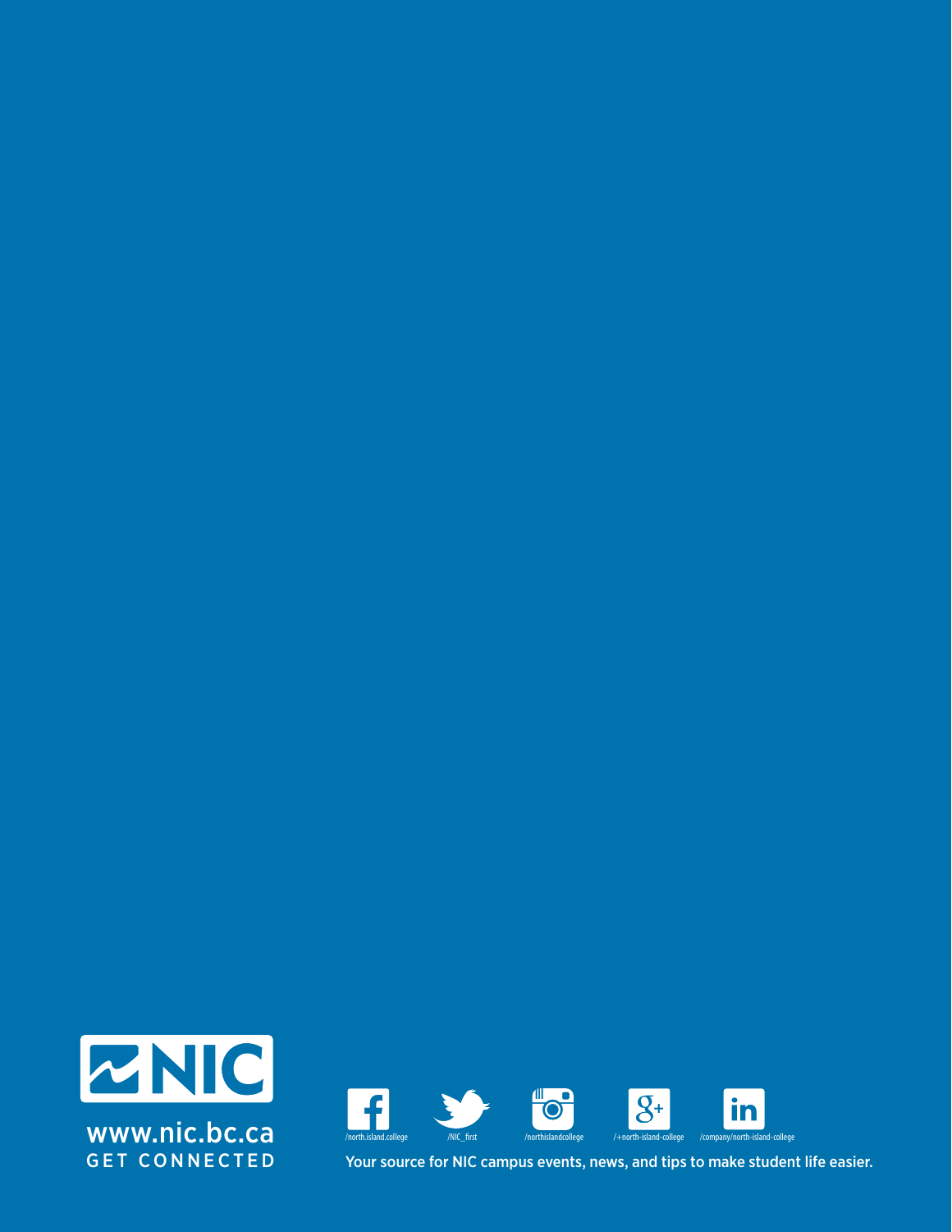NIC

www.nic.bc.ca

GET CONNECTED

/north.island.college

/NIC_first

/northislandcollege

/+north-island-college

/company/north-island-college

Your source for NIC campus events, news, and tips to make student life easier.